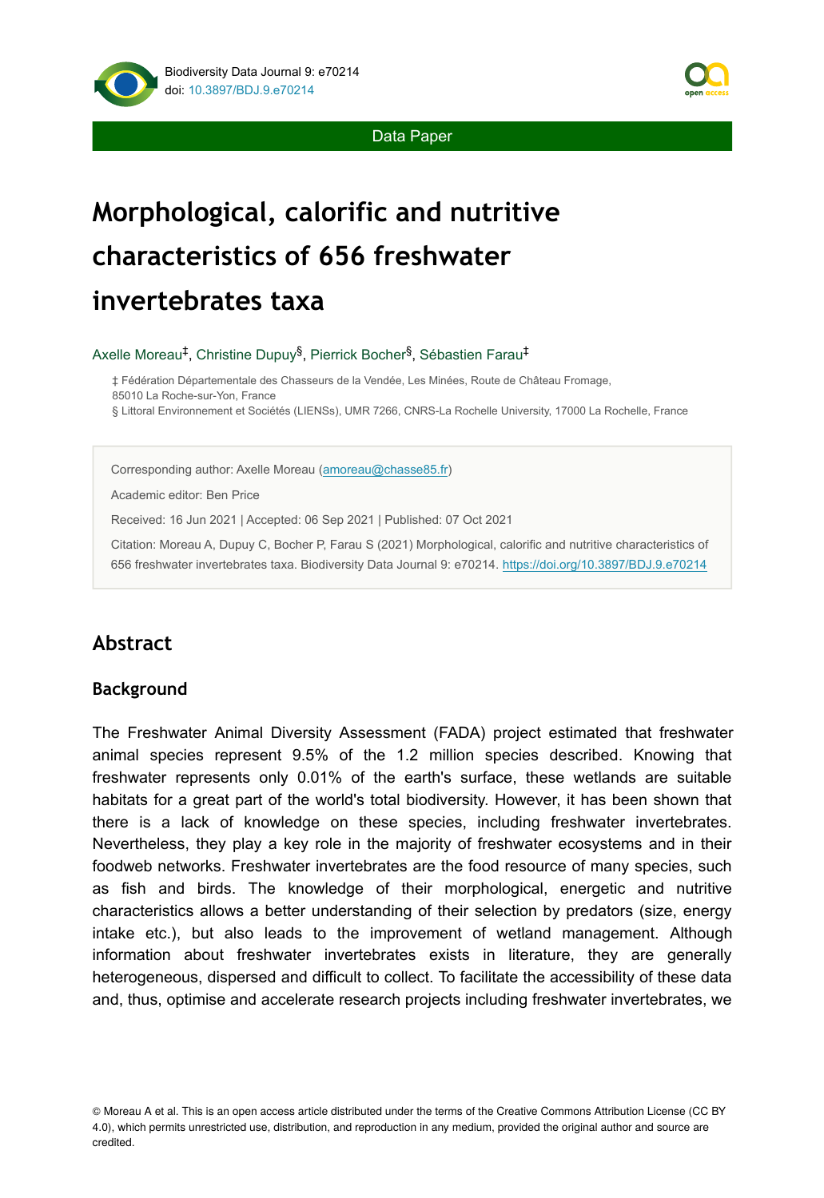Data Paper

# Morphological, calorific and nutritive characteristics of 656 freshwater invertebrates taxa

Axelle Moreau[‡], Christine Dupuy[§], Pierrick Bocher[§], Sébastien Farau[‡]

‡ Fédération Départementale des Chasseurs de la Vendée, Les Minées, Route de Château Fromage, 85010 La Roche-sur-Yon, France

§ Littoral Environnement et Sociétés (LIENSs), UMR 7266, CNRS-La Rochelle University, 17000 La Rochelle, France

Corresponding author: Axelle Moreau (amoreau@chasse85.fr)

Academic editor: Ben Price

Received: 16 Jun 2021 | Accepted: 06 Sep 2021 | Published: 07 Oct 2021

Citation: Moreau A, Dupuy C, Bocher P, Farau S (2021) Morphological, calorific and nutritive characteristics of 656 freshwater invertebrates taxa. Biodiversity Data Journal 9: e70214. https://doi.org/10.3897/BDJ.9.e70214

## Abstract

### Background

The Freshwater Animal Diversity Assessment (FADA) project estimated that freshwater animal species represent 9.5% of the 1.2 million species described. Knowing that freshwater represents only 0.01% of the earth's surface, these wetlands are suitable habitats for a great part of the world's total biodiversity. However, it has been shown that there is a lack of knowledge on these species, including freshwater invertebrates. Nevertheless, they play a key role in the majority of freshwater ecosystems and in their foodweb networks. Freshwater invertebrates are the food resource of many species, such as fish and birds. The knowledge of their morphological, energetic and nutritive characteristics allows a better understanding of their selection by predators (size, energy intake etc.), but also leads to the improvement of wetland management. Although information about freshwater invertebrates exists in literature, they are generally heterogeneous, dispersed and difficult to collect. To facilitate the accessibility of these data and, thus, optimise and accelerate research projects including freshwater invertebrates, we

© Moreau A et al. This is an open access article distributed under the terms of the Creative Commons Attribution License (CC BY 4.0), which permits unrestricted use, distribution, and reproduction in any medium, provided the original author and source are credited.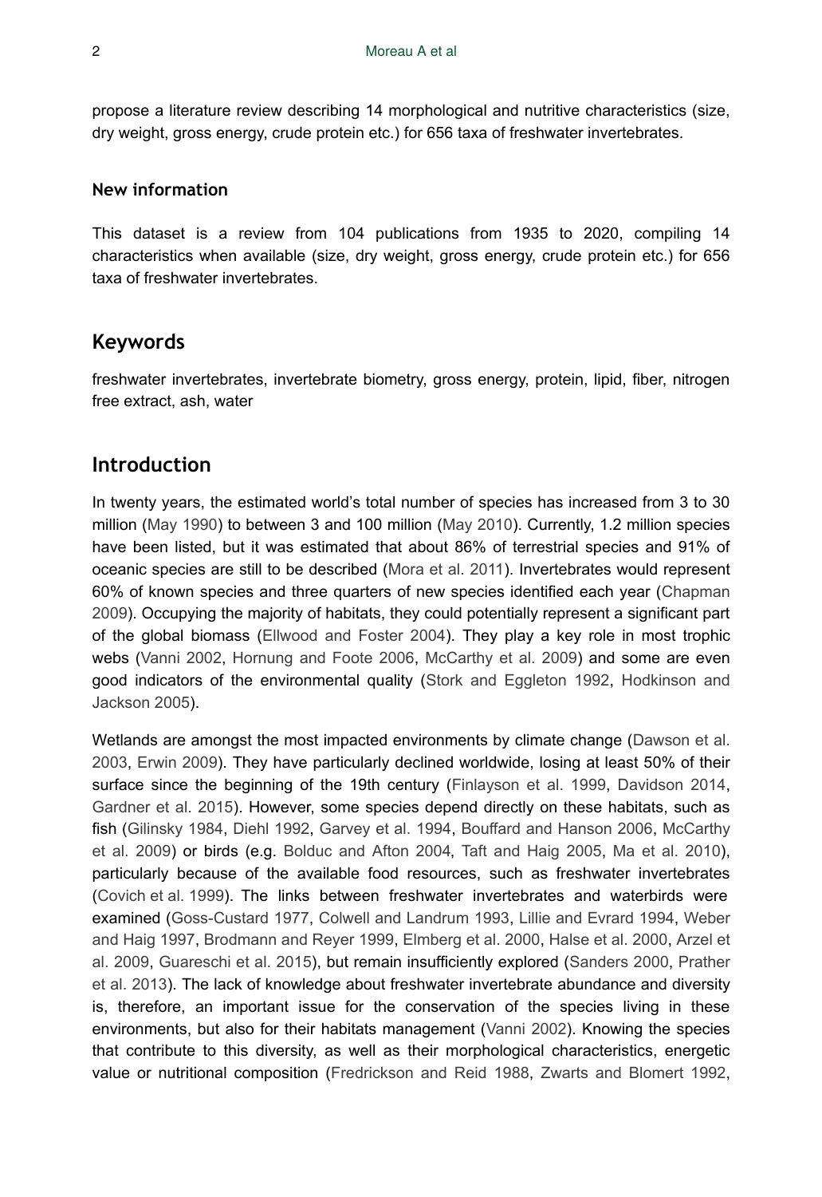propose a literature review describing 14 morphological and nutritive characteristics (size, dry weight, gross energy, crude protein etc.) for 656 taxa of freshwater invertebrates.

### New information

This dataset is a review from 104 publications from 1935 to 2020, compiling 14 characteristics when available (size, dry weight, gross energy, crude protein etc.) for 656 taxa of freshwater invertebrates.

## Keywords

freshwater invertebrates, invertebrate biometry, gross energy, protein, lipid, fiber, nitrogen free extract, ash, water

## Introduction

In twenty years, the estimated world's total number of species has increased from 3 to 30 million (May 1990) to between 3 and 100 million (May 2010). Currently, 1.2 million species have been listed, but it was estimated that about 86% of terrestrial species and 91% of oceanic species are still to be described (Mora et al. 2011). Invertebrates would represent 60% of known species and three quarters of new species identified each year (Chapman 2009). Occupying the majority of habitats, they could potentially represent a significant part of the global biomass (Ellwood and Foster 2004). They play a key role in most trophic webs (Vanni 2002, Hornung and Foote 2006, McCarthy et al. 2009) and some are even good indicators of the environmental quality (Stork and Eggleton 1992, Hodkinson and Jackson 2005).

Wetlands are amongst the most impacted environments by climate change (Dawson et al. 2003, Erwin 2009). They have particularly declined worldwide, losing at least 50% of their surface since the beginning of the 19th century (Finlayson et al. 1999, Davidson 2014, Gardner et al. 2015). However, some species depend directly on these habitats, such as fish (Gilinsky 1984, Diehl 1992, Garvey et al. 1994, Bouffard and Hanson 2006, McCarthy et al. 2009) or birds (e.g. Bolduc and Afton 2004, Taft and Haig 2005, Ma et al. 2010), particularly because of the available food resources, such as freshwater invertebrates (Covich et al. 1999). The links between freshwater invertebrates and waterbirds were examined (Goss-Custard 1977, Colwell and Landrum 1993, Lillie and Evrard 1994, Weber and Haig 1997, Brodmann and Reyer 1999, Elmberg et al. 2000, Halse et al. 2000, Arzel et al. 2009, Guareschi et al. 2015), but remain insufficiently explored (Sanders 2000, Prather et al. 2013). The lack of knowledge about freshwater invertebrate abundance and diversity is, therefore, an important issue for the conservation of the species living in these environments, but also for their habitats management (Vanni 2002). Knowing the species that contribute to this diversity, as well as their morphological characteristics, energetic value or nutritional composition (Fredrickson and Reid 1988, Zwarts and Blomert 1992,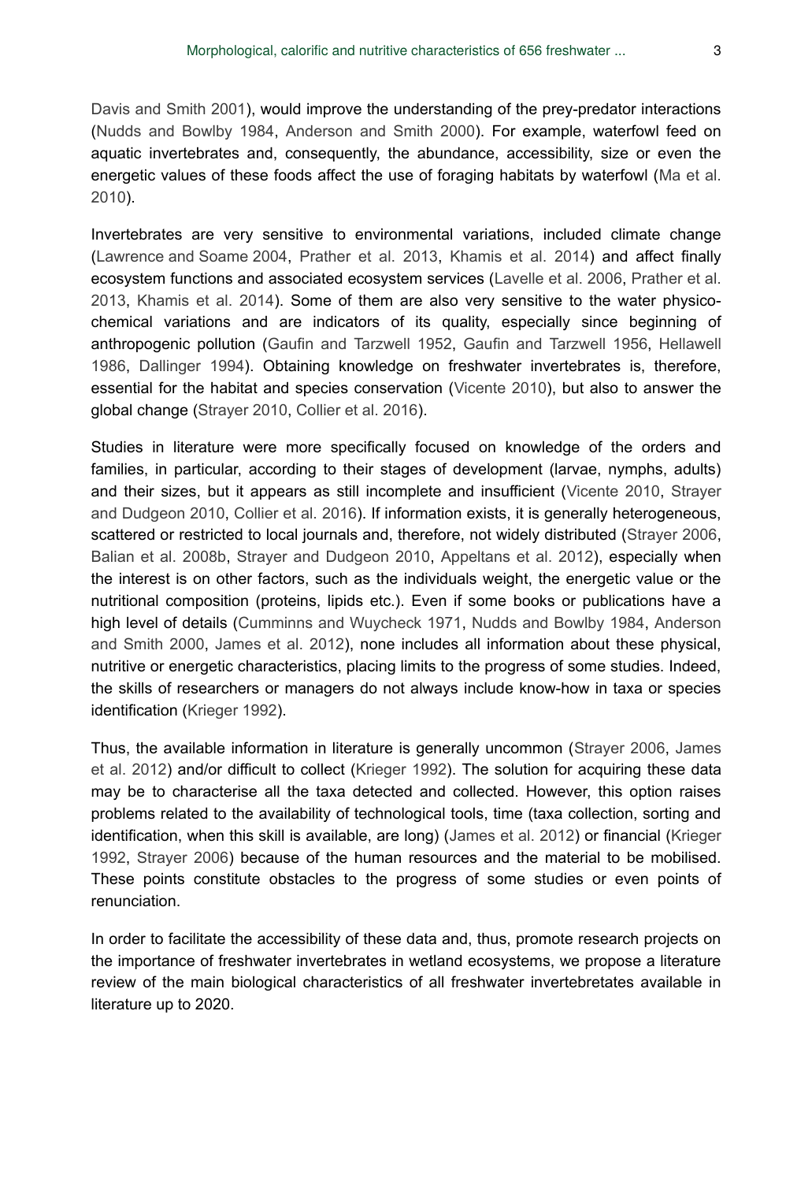Davis and Smith 2001), would improve the understanding of the prey-predator interactions (Nudds and Bowlby 1984, Anderson and Smith 2000). For example, waterfowl feed on aquatic invertebrates and, consequently, the abundance, accessibility, size or even the energetic values of these foods affect the use of foraging habitats by waterfowl (Ma et al. 2010).

Invertebrates are very sensitive to environmental variations, included climate change (Lawrence and Soame 2004, Prather et al. 2013, Khamis et al. 2014) and affect finally ecosystem functions and associated ecosystem services (Lavelle et al. 2006, Prather et al. 2013, Khamis et al. 2014). Some of them are also very sensitive to the water physico-chemical variations and are indicators of its quality, especially since beginning of anthropogenic pollution (Gaufin and Tarzwell 1952, Gaufin and Tarzwell 1956, Hellawell 1986, Dallinger 1994). Obtaining knowledge on freshwater invertebrates is, therefore, essential for the habitat and species conservation (Vicente 2010), but also to answer the global change (Strayer 2010, Collier et al. 2016).

Studies in literature were more specifically focused on knowledge of the orders and families, in particular, according to their stages of development (larvae, nymphs, adults) and their sizes, but it appears as still incomplete and insufficient (Vicente 2010, Strayer and Dudgeon 2010, Collier et al. 2016). If information exists, it is generally heterogeneous, scattered or restricted to local journals and, therefore, not widely distributed (Strayer 2006, Balian et al. 2008b, Strayer and Dudgeon 2010, Appeltans et al. 2012), especially when the interest is on other factors, such as the individuals weight, the energetic value or the nutritional composition (proteins, lipids etc.). Even if some books or publications have a high level of details (Cumminns and Wuycheck 1971, Nudds and Bowlby 1984, Anderson and Smith 2000, James et al. 2012), none includes all information about these physical, nutritive or energetic characteristics, placing limits to the progress of some studies. Indeed, the skills of researchers or managers do not always include know-how in taxa or species identification (Krieger 1992).

Thus, the available information in literature is generally uncommon (Strayer 2006, James et al. 2012) and/or difficult to collect (Krieger 1992). The solution for acquiring these data may be to characterise all the taxa detected and collected. However, this option raises problems related to the availability of technological tools, time (taxa collection, sorting and identification, when this skill is available, are long) (James et al. 2012) or financial (Krieger 1992, Strayer 2006) because of the human resources and the material to be mobilised. These points constitute obstacles to the progress of some studies or even points of renunciation.

In order to facilitate the accessibility of these data and, thus, promote research projects on the importance of freshwater invertebrates in wetland ecosystems, we propose a literature review of the main biological characteristics of all freshwater invertebretates available in literature up to 2020.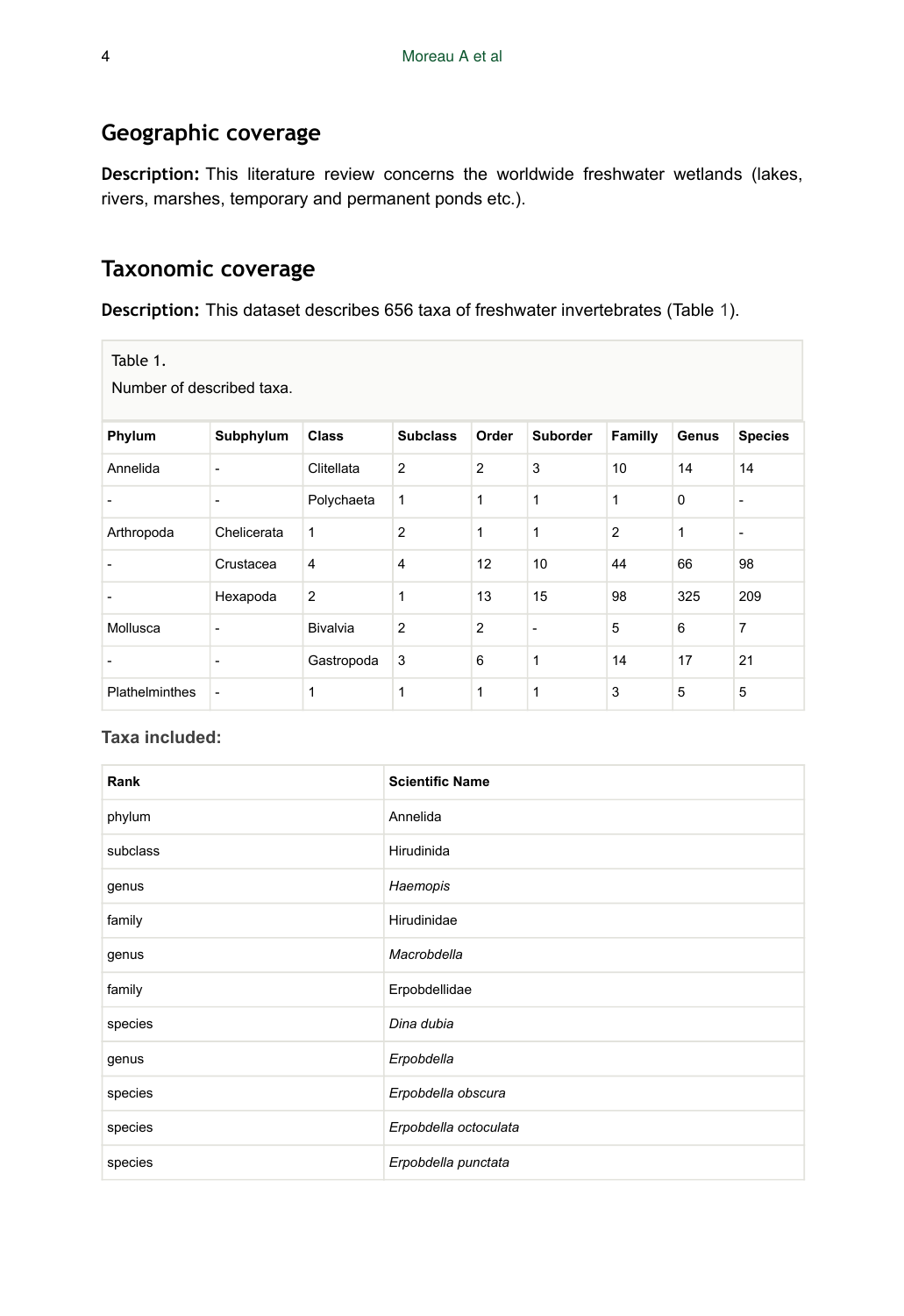## Geographic coverage

**Description:** This literature review concerns the worldwide freshwater wetlands (lakes, rivers, marshes, temporary and permanent ponds etc.).

## Taxonomic coverage

**Description:** This dataset describes 656 taxa of freshwater invertebrates (Table 1).

Table 1.

Number of described taxa.

| Phylum | Subphylum | Class | Subclass | Order | Suborder | Familly | Genus | Species |
|---|---|---|---|---|---|---|---|---|
| Annelida | - | Clitellata | 2 | 2 | 3 | 10 | 14 | 14 |
| - | - | Polychaeta | 1 | 1 | 1 | 1 | 0 | - |
| Arthropoda | Chelicerata | 1 | 2 | 1 | 1 | 2 | 1 | - |
| - | Crustacea | 4 | 4 | 12 | 10 | 44 | 66 | 98 |
| - | Hexapoda | 2 | 1 | 13 | 15 | 98 | 325 | 209 |
| Mollusca | - | Bivalvia | 2 | 2 | - | 5 | 6 | 7 |
| - | - | Gastropoda | 3 | 6 | 1 | 14 | 17 | 21 |
| Plathelminthes | - | 1 | 1 | 1 | 1 | 3 | 5 | 5 |

**Taxa included:**

| Rank | Scientific Name |
|---|---|
| phylum | Annelida |
| subclass | Hirudinida |
| genus | *Haemopis* |
| family | Hirudinidae |
| genus | *Macrobdella* |
| family | Erpobdellidae |
| species | *Dina dubia* |
| genus | *Erpobdella* |
| species | *Erpobdella obscura* |
| species | *Erpobdella octoculata* |
| species | *Erpobdella punctata* |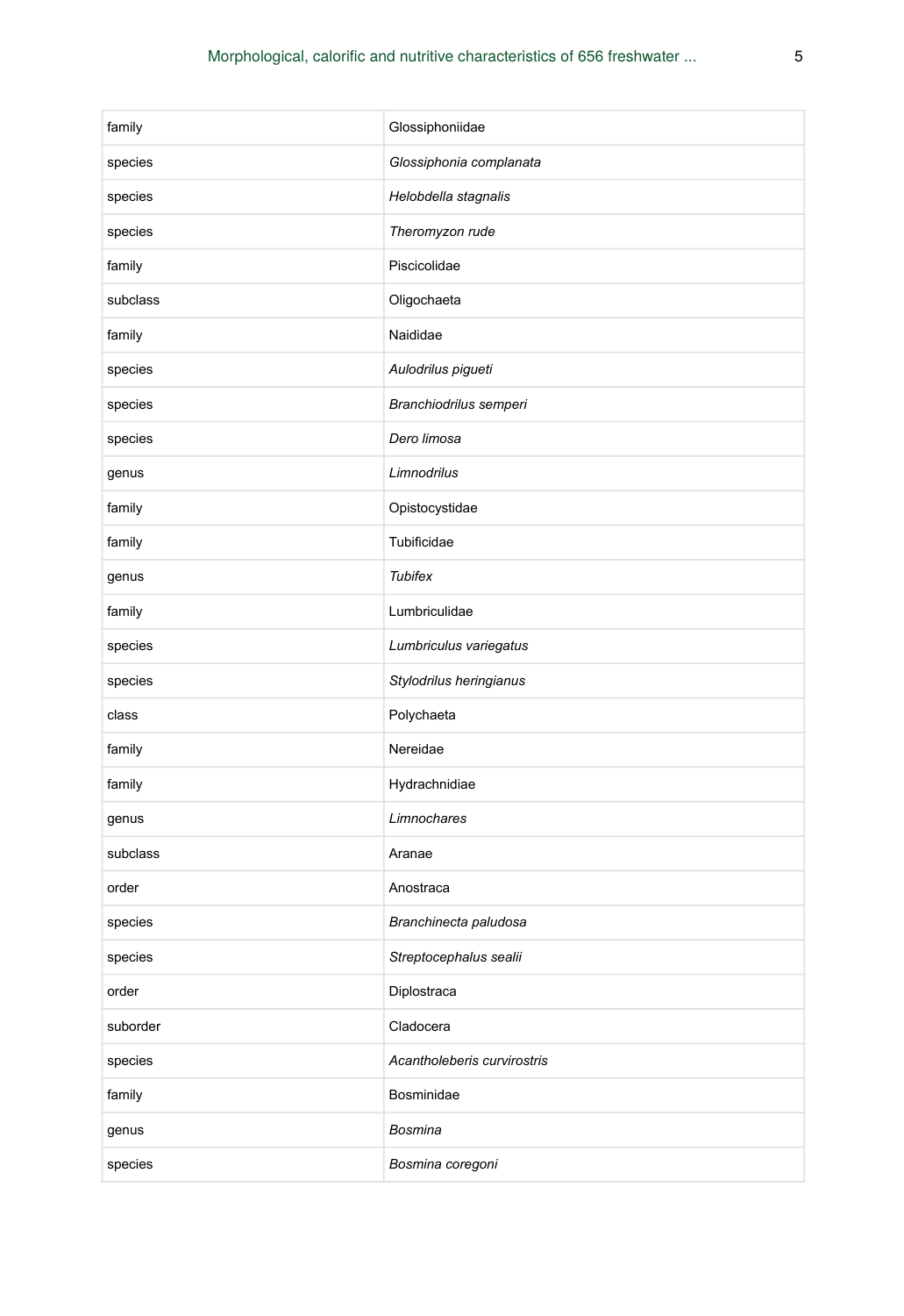| | |
|---|---|
| family | Glossiphoniidae |
| species | *Glossiphonia complanata* |
| species | *Helobdella stagnalis* |
| species | *Theromyzon rude* |
| family | Piscicolidae |
| subclass | Oligochaeta |
| family | Naididae |
| species | *Aulodrilus pigueti* |
| species | *Branchiodrilus semperi* |
| species | *Dero limosa* |
| genus | *Limnodrilus* |
| family | Opistocystidae |
| family | Tubificidae |
| genus | *Tubifex* |
| family | Lumbriculidae |
| species | *Lumbriculus variegatus* |
| species | *Stylodrilus heringianus* |
| class | Polychaeta |
| family | Nereidae |
| family | Hydrachnidiae |
| genus | *Limnochares* |
| subclass | Aranae |
| order | Anostraca |
| species | *Branchinecta paludosa* |
| species | *Streptocephalus sealii* |
| order | Diplostraca |
| suborder | Cladocera |
| species | *Acantholeberis curvirostris* |
| family | Bosminidae |
| genus | *Bosmina* |
| species | *Bosmina coregoni* |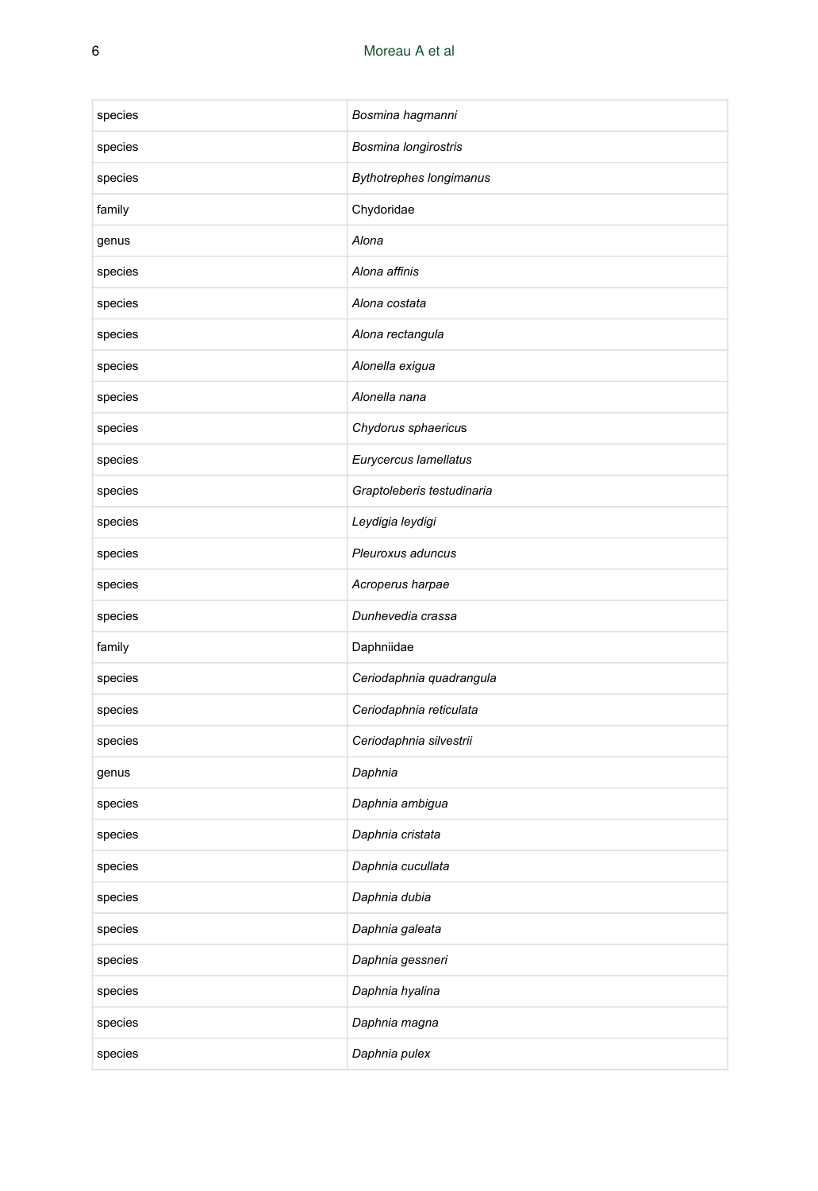| | |
|---|---|
| species | *Bosmina hagmanni* |
| species | *Bosmina longirostris* |
| species | *Bythotrephes longimanus* |
| family | Chydoridae |
| genus | *Alona* |
| species | *Alona affinis* |
| species | *Alona costata* |
| species | *Alona rectangula* |
| species | *Alonella exigua* |
| species | *Alonella nana* |
| species | *Chydorus sphaericus* |
| species | *Eurycercus lamellatus* |
| species | *Graptoleberis testudinaria* |
| species | *Leydigia leydigi* |
| species | *Pleuroxus aduncus* |
| species | *Acroperus harpae* |
| species | *Dunhevedia crassa* |
| family | Daphniidae |
| species | *Ceriodaphnia quadrangula* |
| species | *Ceriodaphnia reticulata* |
| species | *Ceriodaphnia silvestrii* |
| genus | *Daphnia* |
| species | *Daphnia ambigua* |
| species | *Daphnia cristata* |
| species | *Daphnia cucullata* |
| species | *Daphnia dubia* |
| species | *Daphnia galeata* |
| species | *Daphnia gessneri* |
| species | *Daphnia hyalina* |
| species | *Daphnia magna* |
| species | *Daphnia pulex* |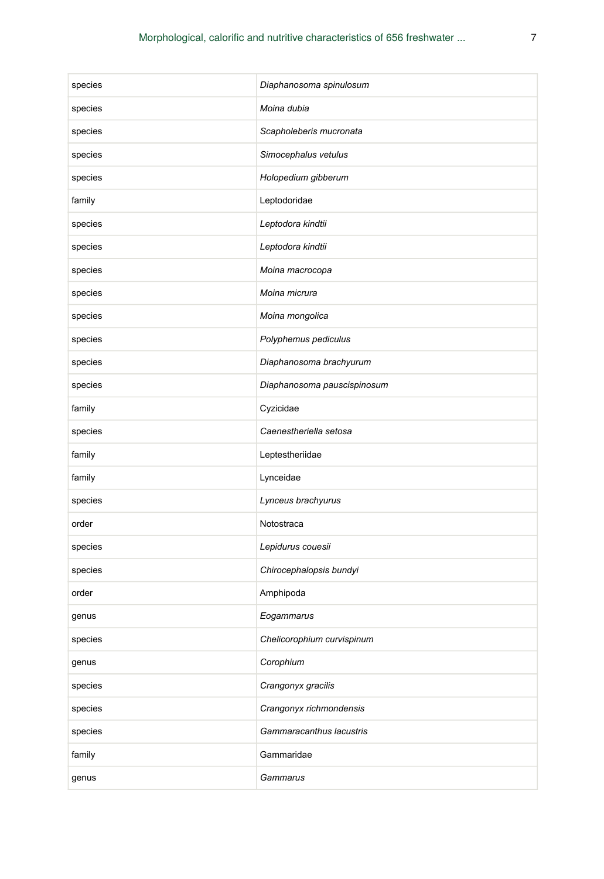| | |
|---|---|
| species | *Diaphanosoma spinulosum* |
| species | *Moina dubia* |
| species | *Scapholeberis mucronata* |
| species | *Simocephalus vetulus* |
| species | *Holopedium gibberum* |
| family | Leptodoridae |
| species | *Leptodora kindtii* |
| species | *Leptodora kindtii* |
| species | *Moina macrocopa* |
| species | *Moina micrura* |
| species | *Moina mongolica* |
| species | *Polyphemus pediculus* |
| species | *Diaphanosoma brachyurum* |
| species | *Diaphanosoma pauscispinosum* |
| family | Cyzicidae |
| species | *Caenestheriella setosa* |
| family | Leptestheriidae |
| family | Lynceidae |
| species | *Lynceus brachyurus* |
| order | Notostraca |
| species | *Lepidurus couesii* |
| species | *Chirocephalopsis bundyi* |
| order | Amphipoda |
| genus | *Eogammarus* |
| species | *Chelicorophium curvispinum* |
| genus | *Corophium* |
| species | *Crangonyx gracilis* |
| species | *Crangonyx richmondensis* |
| species | *Gammaracanthus lacustris* |
| family | Gammaridae |
| genus | *Gammarus* |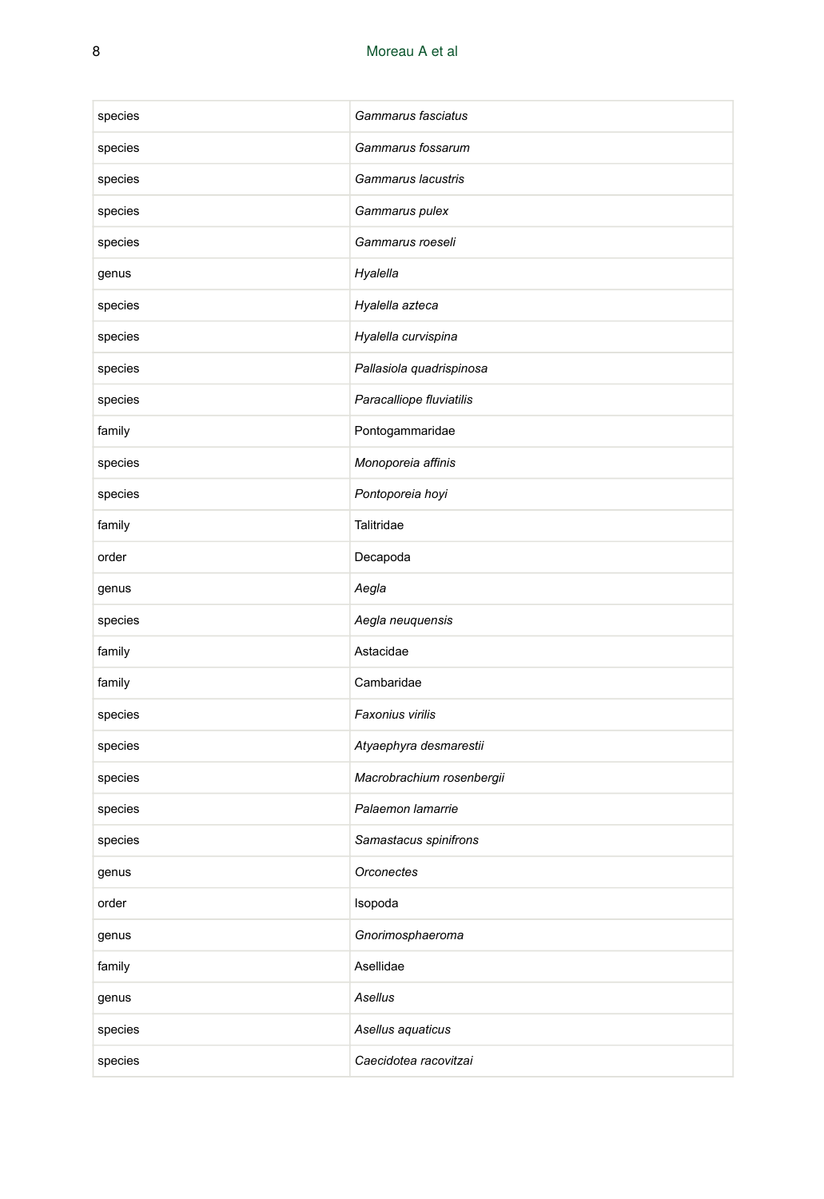| | |
|---|---|
| species | *Gammarus fasciatus* |
| species | *Gammarus fossarum* |
| species | *Gammarus lacustris* |
| species | *Gammarus pulex* |
| species | *Gammarus roeseli* |
| genus | *Hyalella* |
| species | *Hyalella azteca* |
| species | *Hyalella curvispina* |
| species | *Pallasiola quadrispinosa* |
| species | *Paracalliope fluviatilis* |
| family | Pontogammaridae |
| species | *Monoporeia affinis* |
| species | *Pontoporeia hoyi* |
| family | Talitridae |
| order | Decapoda |
| genus | *Aegla* |
| species | *Aegla neuquensis* |
| family | Astacidae |
| family | Cambaridae |
| species | *Faxonius virilis* |
| species | *Atyaephyra desmarestii* |
| species | *Macrobrachium rosenbergii* |
| species | *Palaemon lamarrie* |
| species | *Samastacus spinifrons* |
| genus | *Orconectes* |
| order | Isopoda |
| genus | *Gnorimosphaeroma* |
| family | Asellidae |
| genus | *Asellus* |
| species | *Asellus aquaticus* |
| species | *Caecidotea racovitzai* |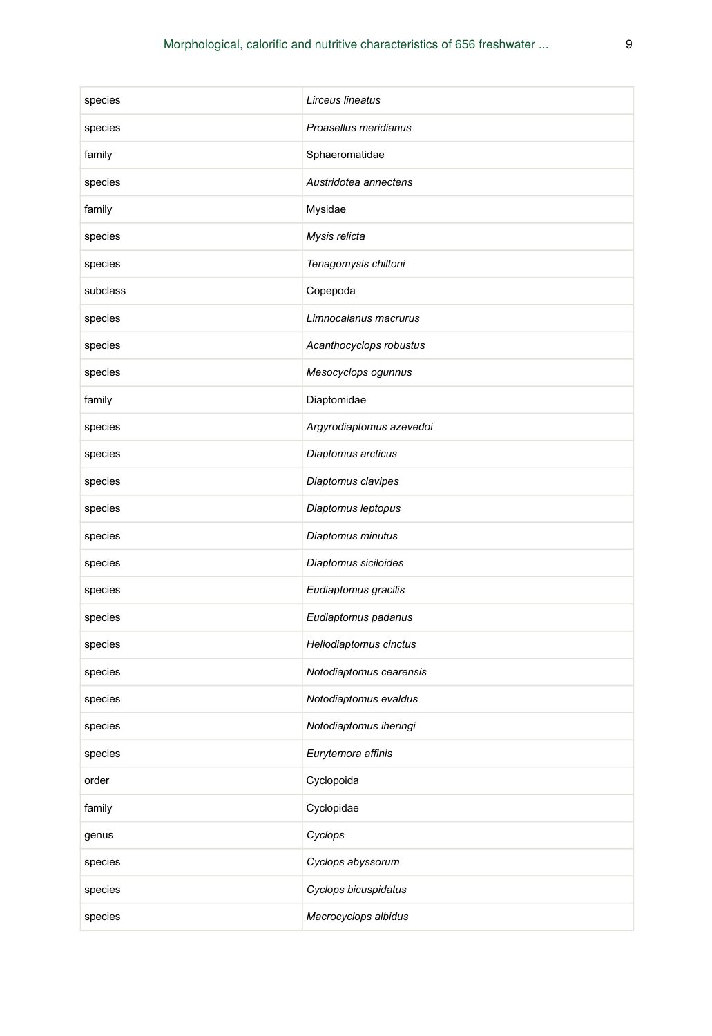| | |
|---|---|
| species | *Lirceus lineatus* |
| species | *Proasellus meridianus* |
| family | Sphaeromatidae |
| species | *Austridotea annectens* |
| family | Mysidae |
| species | *Mysis relicta* |
| species | *Tenagomysis chiltoni* |
| subclass | Copepoda |
| species | *Limnocalanus macrurus* |
| species | *Acanthocyclops robustus* |
| species | *Mesocyclops ogunnus* |
| family | Diaptomidae |
| species | *Argyrodiaptomus azevedoi* |
| species | *Diaptomus arcticus* |
| species | *Diaptomus clavipes* |
| species | *Diaptomus leptopus* |
| species | *Diaptomus minutus* |
| species | *Diaptomus siciloides* |
| species | *Eudiaptomus gracilis* |
| species | *Eudiaptomus padanus* |
| species | *Heliodiaptomus cinctus* |
| species | *Notodiaptomus cearensis* |
| species | *Notodiaptomus evaldus* |
| species | *Notodiaptomus iheringi* |
| species | *Eurytemora affinis* |
| order | Cyclopoida |
| family | Cyclopidae |
| genus | *Cyclops* |
| species | *Cyclops abyssorum* |
| species | *Cyclops bicuspidatus* |
| species | *Macrocyclops albidus* |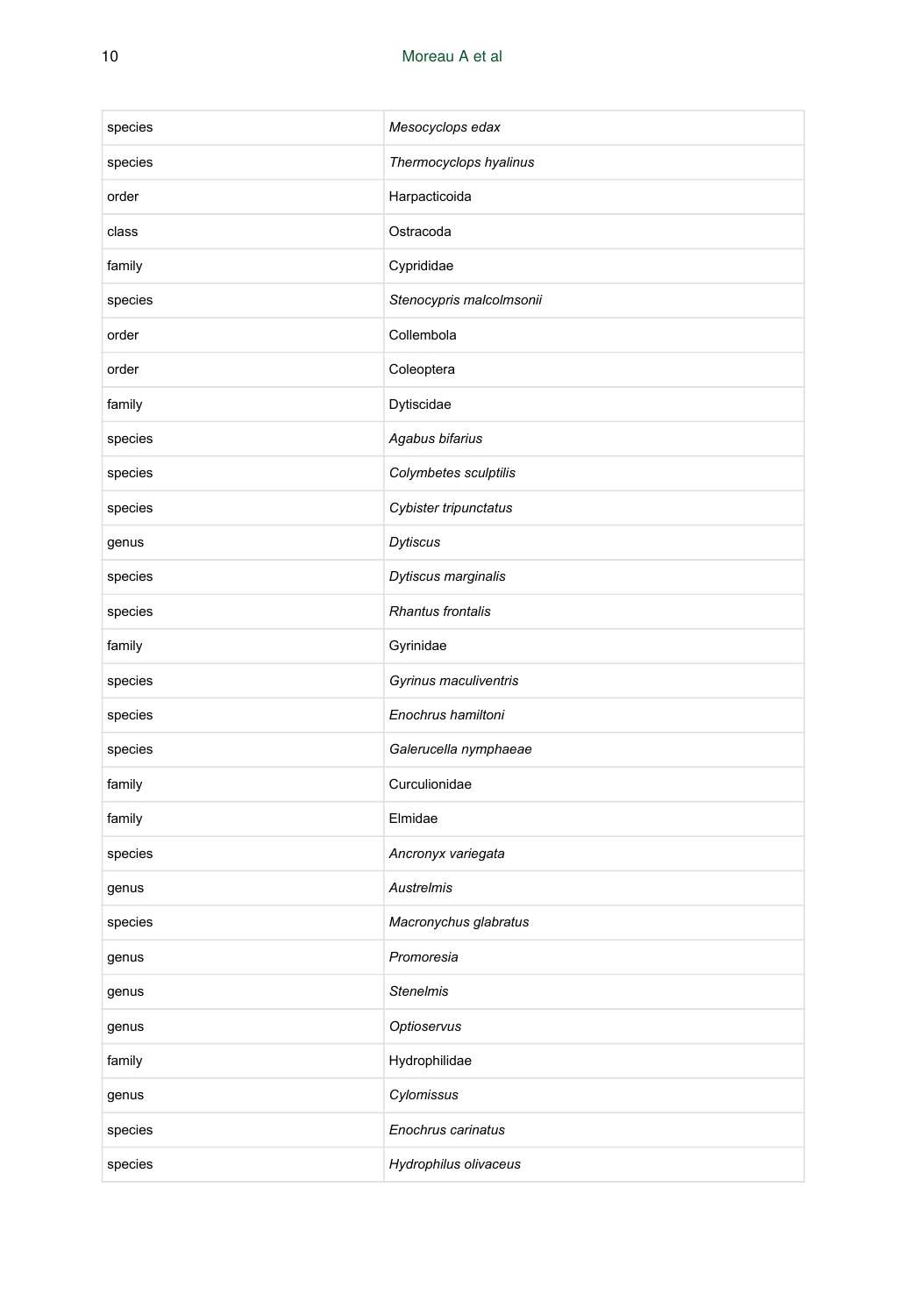| species | *Mesocyclops edax* |
|---|---|
| species | *Thermocyclops hyalinus* |
| order | Harpacticoida |
| class | Ostracoda |
| family | Cyprididae |
| species | *Stenocypris malcolmsonii* |
| order | Collembola |
| order | Coleoptera |
| family | Dytiscidae |
| species | *Agabus bifarius* |
| species | *Colymbetes sculptilis* |
| species | *Cybister tripunctatus* |
| genus | *Dytiscus* |
| species | *Dytiscus marginalis* |
| species | *Rhantus frontalis* |
| family | Gyrinidae |
| species | *Gyrinus maculiventris* |
| species | *Enochrus hamiltoni* |
| species | *Galerucella nymphaeae* |
| family | Curculionidae |
| family | Elmidae |
| species | *Ancronyx variegata* |
| genus | *Austrelmis* |
| species | *Macronychus glabratus* |
| genus | *Promoresia* |
| genus | *Stenelmis* |
| genus | *Optioservus* |
| family | Hydrophilidae |
| genus | *Cylomissus* |
| species | *Enochrus carinatus* |
| species | *Hydrophilus olivaceus* |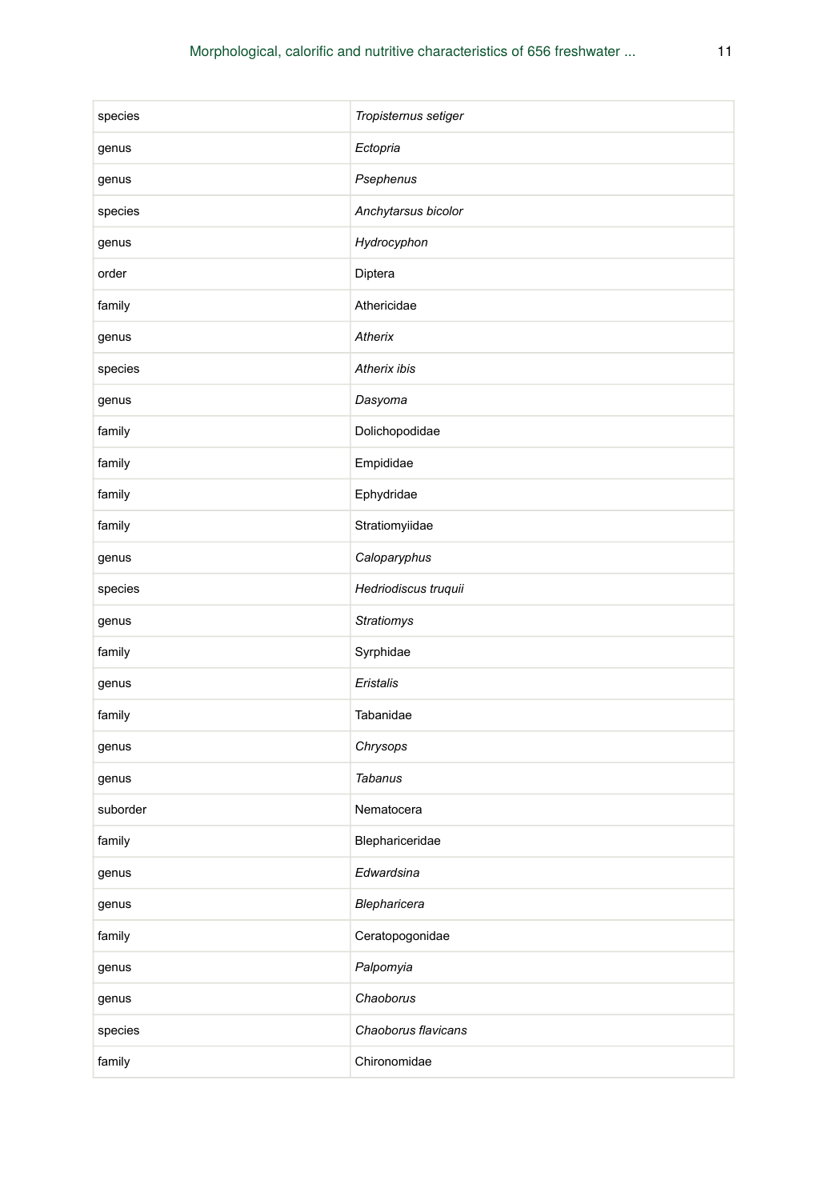| | |
|---|---|
| species | *Tropisternus setiger* |
| genus | *Ectopria* |
| genus | *Psephenus* |
| species | *Anchytarsus bicolor* |
| genus | *Hydrocyphon* |
| order | Diptera |
| family | Athericidae |
| genus | *Atherix* |
| species | *Atherix ibis* |
| genus | *Dasyoma* |
| family | Dolichopodidae |
| family | Empididae |
| family | Ephydridae |
| family | Stratiomyiidae |
| genus | *Caloparyphus* |
| species | *Hedriodiscus truquii* |
| genus | *Stratiomys* |
| family | Syrphidae |
| genus | *Eristalis* |
| family | Tabanidae |
| genus | *Chrysops* |
| genus | *Tabanus* |
| suborder | Nematocera |
| family | Blephariceridae |
| genus | *Edwardsina* |
| genus | *Blepharicera* |
| family | Ceratopogonidae |
| genus | *Palpomyia* |
| genus | *Chaoborus* |
| species | *Chaoborus flavicans* |
| family | Chironomidae |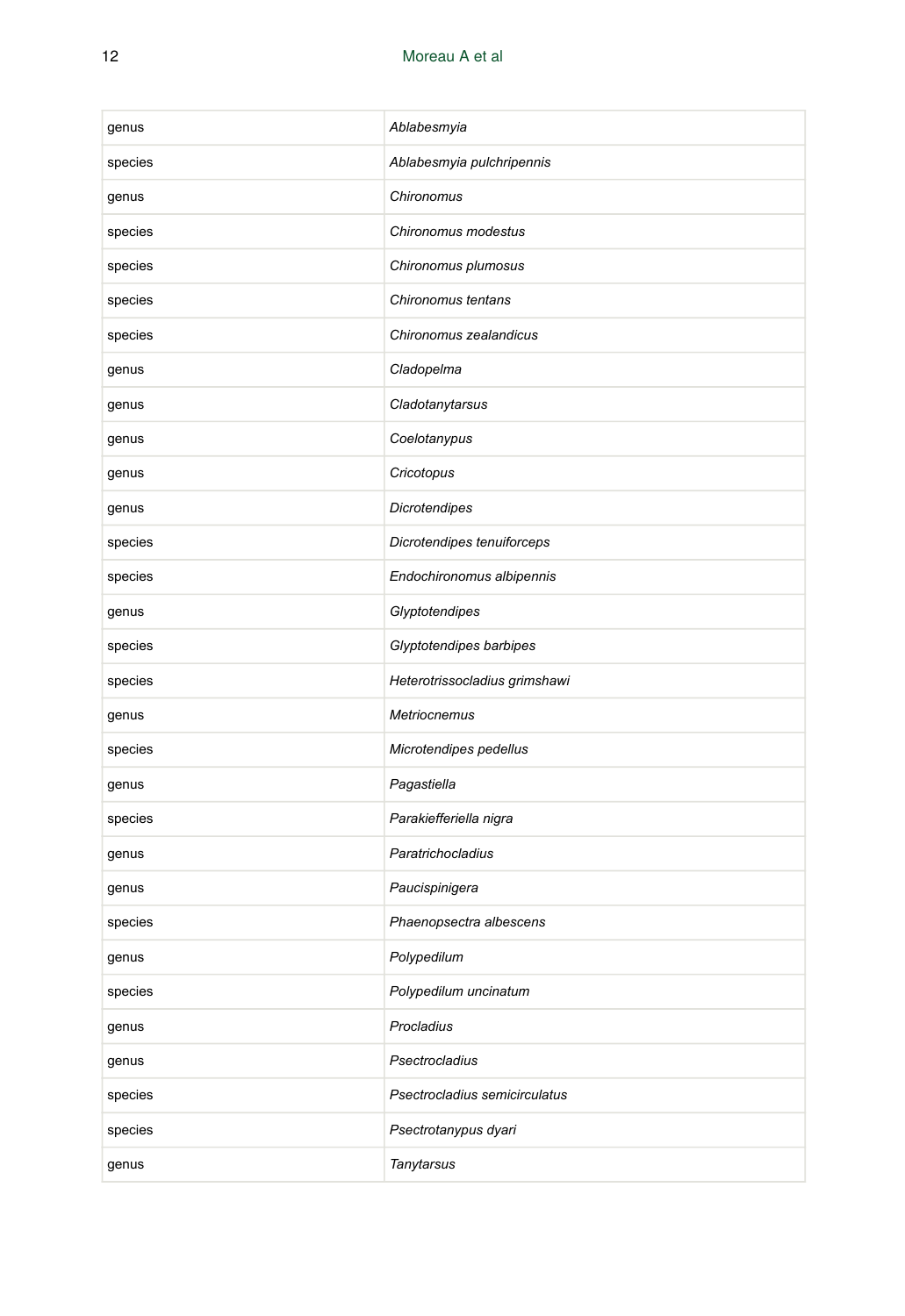| genus | *Ablabesmyia* |
| --- | --- |
| species | *Ablabesmyia pulchripennis* |
| genus | *Chironomus* |
| species | *Chironomus modestus* |
| species | *Chironomus plumosus* |
| species | *Chironomus tentans* |
| species | *Chironomus zealandicus* |
| genus | *Cladopelma* |
| genus | *Cladotanytarsus* |
| genus | *Coelotanypus* |
| genus | *Cricotopus* |
| genus | *Dicrotendipes* |
| species | *Dicrotendipes tenuiforceps* |
| species | *Endochironomus albipennis* |
| genus | *Glyptotendipes* |
| species | *Glyptotendipes barbipes* |
| species | *Heterotrissocladius grimshawi* |
| genus | *Metriocnemus* |
| species | *Microtendipes pedellus* |
| genus | *Pagastiella* |
| species | *Parakiefferiella nigra* |
| genus | *Paratrichocladius* |
| genus | *Paucispinigera* |
| species | *Phaenopsectra albescens* |
| genus | *Polypedilum* |
| species | *Polypedilum uncinatum* |
| genus | *Procladius* |
| genus | *Psectrocladius* |
| species | *Psectrocladius semicirculatus* |
| species | *Psectrotanypus dyari* |
| genus | *Tanytarsus* |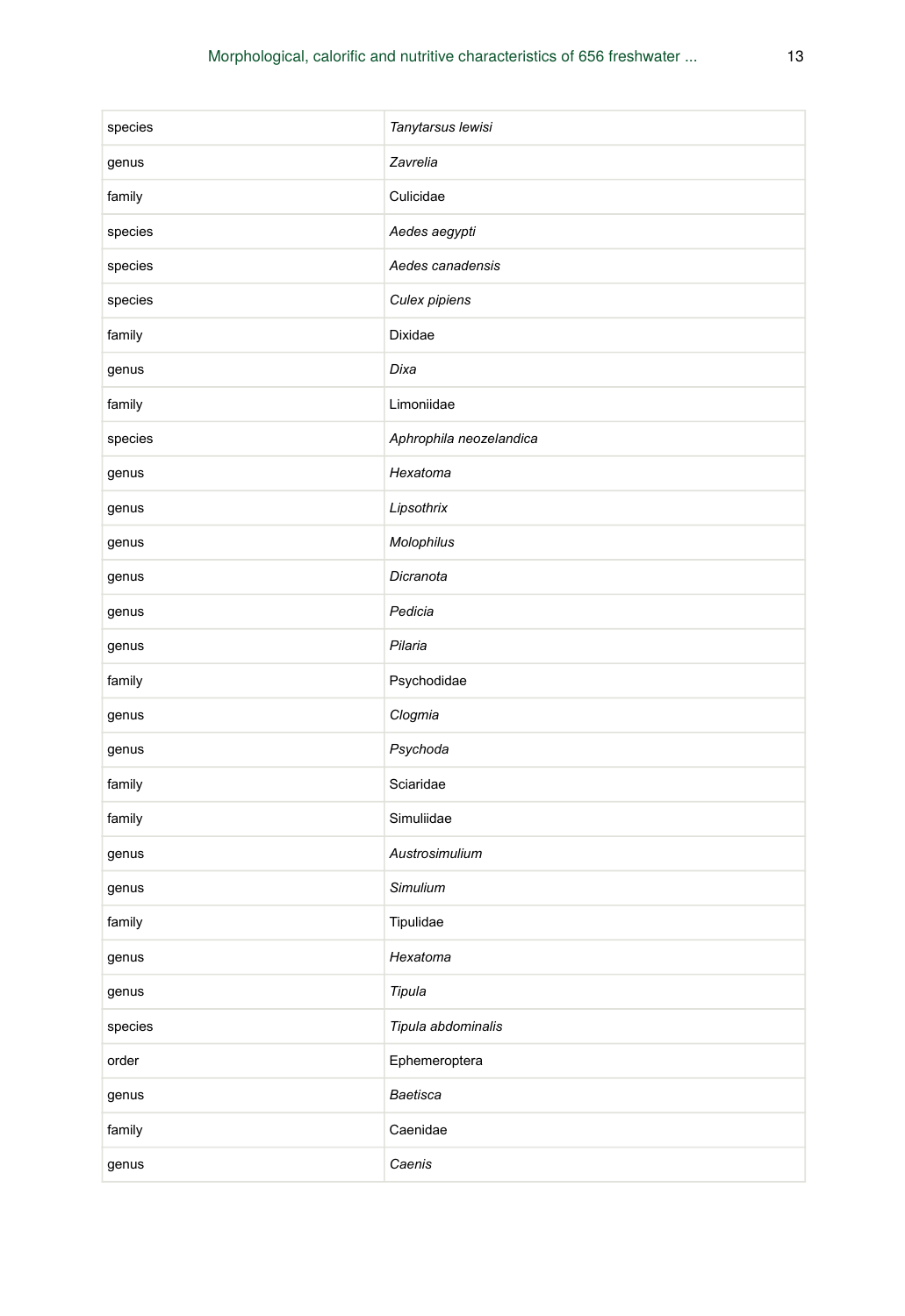| species | *Tanytarsus lewisi* |
|---|---|
| genus | *Zavrelia* |
| family | Culicidae |
| species | *Aedes aegypti* |
| species | *Aedes canadensis* |
| species | *Culex pipiens* |
| family | Dixidae |
| genus | *Dixa* |
| family | Limoniidae |
| species | *Aphrophila neozelandica* |
| genus | *Hexatoma* |
| genus | *Lipsothrix* |
| genus | *Molophilus* |
| genus | *Dicranota* |
| genus | *Pedicia* |
| genus | *Pilaria* |
| family | Psychodidae |
| genus | *Clogmia* |
| genus | *Psychoda* |
| family | Sciaridae |
| family | Simuliidae |
| genus | *Austrosimulium* |
| genus | *Simulium* |
| family | Tipulidae |
| genus | *Hexatoma* |
| genus | *Tipula* |
| species | *Tipula abdominalis* |
| order | Ephemeroptera |
| genus | *Baetisca* |
| family | Caenidae |
| genus | *Caenis* |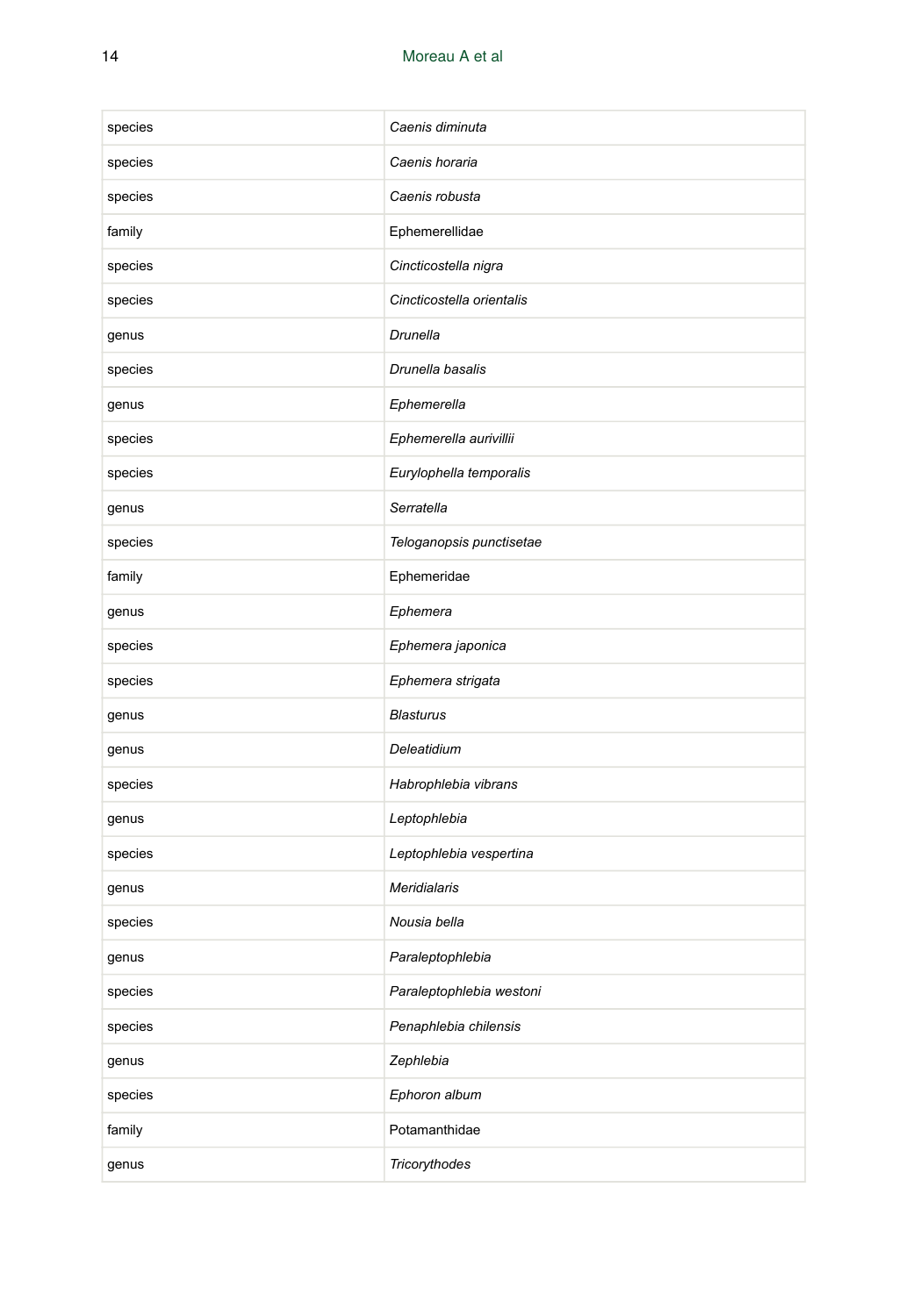| | |
|---|---|
| species | *Caenis diminuta* |
| species | *Caenis horaria* |
| species | *Caenis robusta* |
| family | Ephemerellidae |
| species | *Cincticostella nigra* |
| species | *Cincticostella orientalis* |
| genus | *Drunella* |
| species | *Drunella basalis* |
| genus | *Ephemerella* |
| species | *Ephemerella aurivillii* |
| species | *Eurylophella temporalis* |
| genus | *Serratella* |
| species | *Teloganopsis punctisetae* |
| family | Ephemeridae |
| genus | *Ephemera* |
| species | *Ephemera japonica* |
| species | *Ephemera strigata* |
| genus | *Blasturus* |
| genus | *Deleatidium* |
| species | *Habrophlebia vibrans* |
| genus | *Leptophlebia* |
| species | *Leptophlebia vespertina* |
| genus | *Meridialaris* |
| species | *Nousia bella* |
| genus | *Paraleptophlebia* |
| species | *Paraleptophlebia westoni* |
| species | *Penaphlebia chilensis* |
| genus | *Zephlebia* |
| species | *Ephoron album* |
| family | Potamanthidae |
| genus | *Tricorythodes* |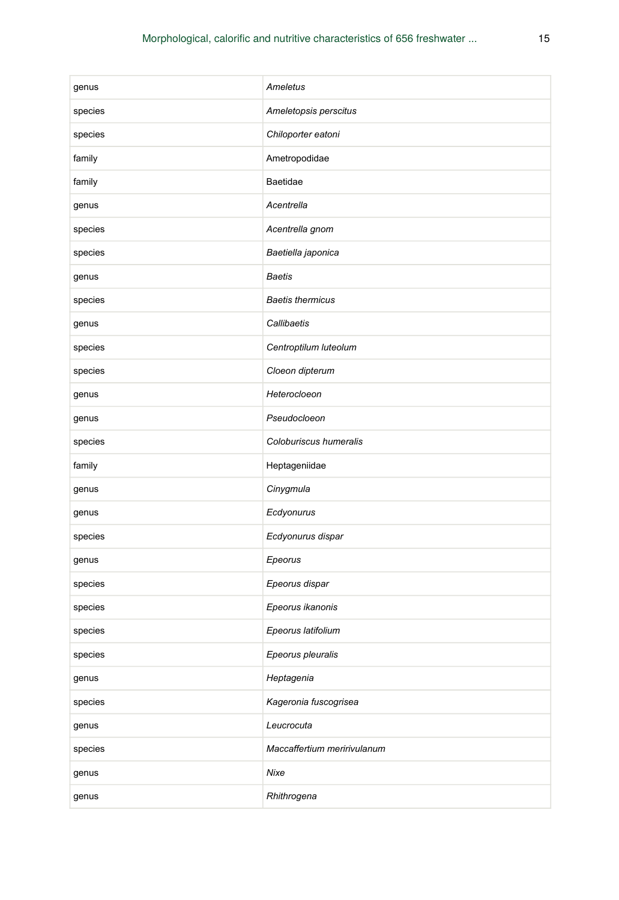| | |
|---|---|
| genus | *Ameletus* |
| species | *Ameletopsis perscitus* |
| species | *Chiloporter eatoni* |
| family | Ametropodidae |
| family | Baetidae |
| genus | *Acentrella* |
| species | *Acentrella gnom* |
| species | *Baetiella japonica* |
| genus | *Baetis* |
| species | *Baetis thermicus* |
| genus | *Callibaetis* |
| species | *Centroptilum luteolum* |
| species | *Cloeon dipterum* |
| genus | *Heterocloeon* |
| genus | *Pseudocloeon* |
| species | *Coloburiscus humeralis* |
| family | Heptageniidae |
| genus | *Cinygmula* |
| genus | *Ecdyonurus* |
| species | *Ecdyonurus dispar* |
| genus | *Epeorus* |
| species | *Epeorus dispar* |
| species | *Epeorus ikanonis* |
| species | *Epeorus latifolium* |
| species | *Epeorus pleuralis* |
| genus | *Heptagenia* |
| species | *Kageronia fuscogrisea* |
| genus | *Leucrocuta* |
| species | *Maccaffertium meririvulanum* |
| genus | *Nixe* |
| genus | *Rhithrogena* |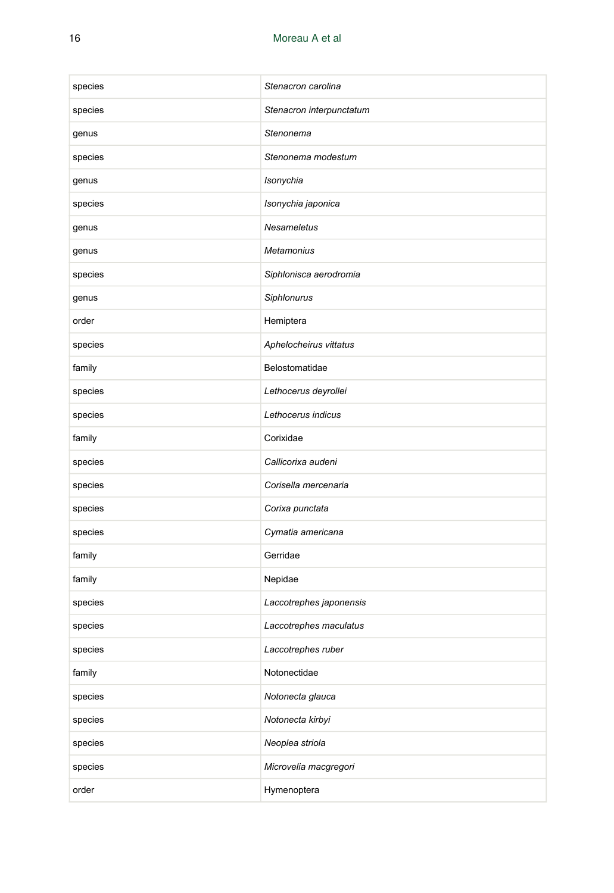| | |
|---|---|
| species | *Stenacron carolina* |
| species | *Stenacron interpunctatum* |
| genus | *Stenonema* |
| species | *Stenonema modestum* |
| genus | *Isonychia* |
| species | *Isonychia japonica* |
| genus | *Nesameletus* |
| genus | *Metamonius* |
| species | *Siphlonisca aerodromia* |
| genus | *Siphlonurus* |
| order | Hemiptera |
| species | *Aphelocheirus vittatus* |
| family | Belostomatidae |
| species | *Lethocerus deyrollei* |
| species | *Lethocerus indicus* |
| family | Corixidae |
| species | *Callicorixa audeni* |
| species | *Corisella mercenaria* |
| species | *Corixa punctata* |
| species | *Cymatia americana* |
| family | Gerridae |
| family | Nepidae |
| species | *Laccotrephes japonensis* |
| species | *Laccotrephes maculatus* |
| species | *Laccotrephes ruber* |
| family | Notonectidae |
| species | *Notonecta glauca* |
| species | *Notonecta kirbyi* |
| species | *Neoplea striola* |
| species | *Microvelia macgregori* |
| order | Hymenoptera |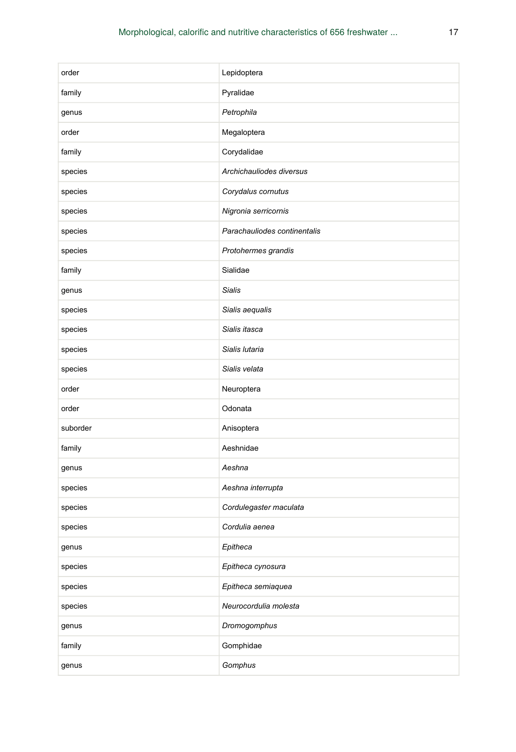| order | Lepidoptera |
| --- | --- |
| family | Pyralidae |
| genus | *Petrophila* |
| order | Megaloptera |
| family | Corydalidae |
| species | *Archichauliodes diversus* |
| species | *Corydalus cornutus* |
| species | *Nigronia serricornis* |
| species | *Parachauliodes continentalis* |
| species | *Protohermes grandis* |
| family | Sialidae |
| genus | *Sialis* |
| species | *Sialis aequalis* |
| species | *Sialis itasca* |
| species | *Sialis lutaria* |
| species | *Sialis velata* |
| order | Neuroptera |
| order | Odonata |
| suborder | Anisoptera |
| family | Aeshnidae |
| genus | *Aeshna* |
| species | *Aeshna interrupta* |
| species | *Cordulegaster maculata* |
| species | *Cordulia aenea* |
| genus | *Epitheca* |
| species | *Epitheca cynosura* |
| species | *Epitheca semiaquea* |
| species | *Neurocordulia molesta* |
| genus | *Dromogomphus* |
| family | Gomphidae |
| genus | *Gomphus* |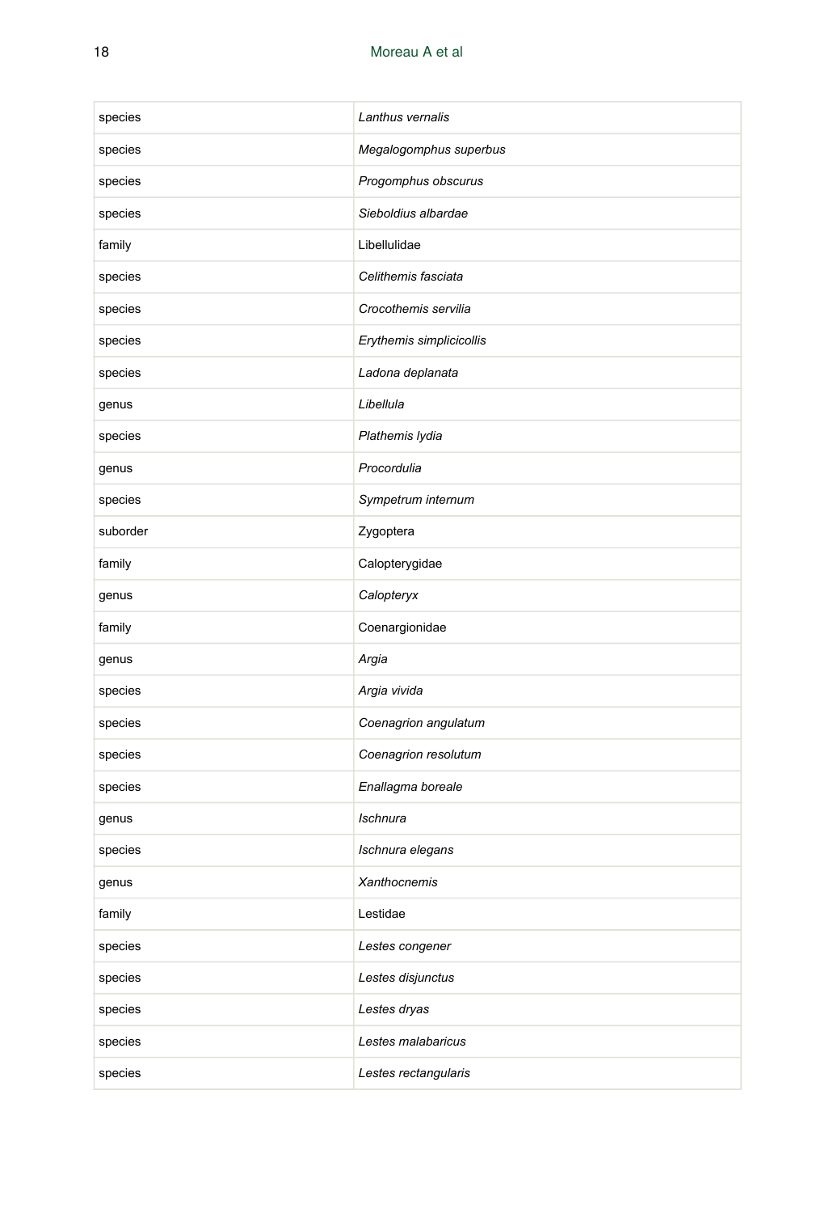| | |
|---|---|
| species | *Lanthus vernalis* |
| species | *Megalogomphus superbus* |
| species | *Progomphus obscurus* |
| species | *Sieboldius albardae* |
| family | Libellulidae |
| species | *Celithemis fasciata* |
| species | *Crocothemis servilia* |
| species | *Erythemis simplicicollis* |
| species | *Ladona deplanata* |
| genus | *Libellula* |
| species | *Plathemis lydia* |
| genus | *Procordulia* |
| species | *Sympetrum internum* |
| suborder | Zygoptera |
| family | Calopterygidae |
| genus | *Calopteryx* |
| family | Coenargionidae |
| genus | *Argia* |
| species | *Argia vivida* |
| species | *Coenagrion angulatum* |
| species | *Coenagrion resolutum* |
| species | *Enallagma boreale* |
| genus | *Ischnura* |
| species | *Ischnura elegans* |
| genus | *Xanthocnemis* |
| family | Lestidae |
| species | *Lestes congener* |
| species | *Lestes disjunctus* |
| species | *Lestes dryas* |
| species | *Lestes malabaricus* |
| species | *Lestes rectangularis* |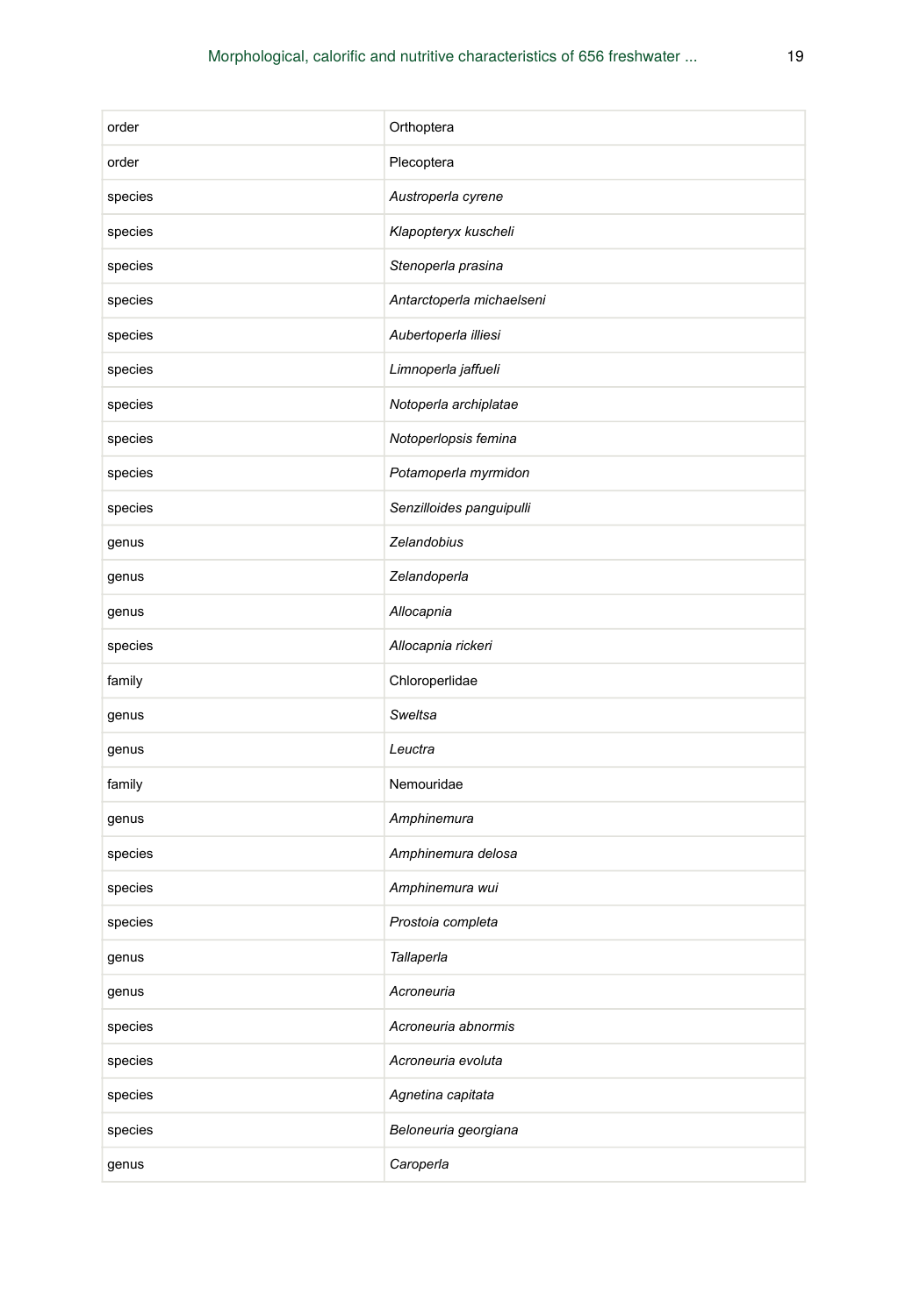| | |
|---|---|
| order | Orthoptera |
| order | Plecoptera |
| species | *Austroperla cyrene* |
| species | *Klapopteryx kuscheli* |
| species | *Stenoperla prasina* |
| species | *Antarctoperla michaelseni* |
| species | *Aubertoperla illiesi* |
| species | *Limnoperla jaffueli* |
| species | *Notoperla archiplatae* |
| species | *Notoperlopsis femina* |
| species | *Potamoperla myrmidon* |
| species | *Senzilloides panguipulli* |
| genus | *Zelandobius* |
| genus | *Zelandoperla* |
| genus | *Allocapnia* |
| species | *Allocapnia rickeri* |
| family | Chloroperlidae |
| genus | *Sweltsa* |
| genus | *Leuctra* |
| family | Nemouridae |
| genus | *Amphinemura* |
| species | *Amphinemura delosa* |
| species | *Amphinemura wui* |
| species | *Prostoia completa* |
| genus | *Tallaperla* |
| genus | *Acroneuria* |
| species | *Acroneuria abnormis* |
| species | *Acroneuria evoluta* |
| species | *Agnetina capitata* |
| species | *Beloneuria georgiana* |
| genus | *Caroperla* |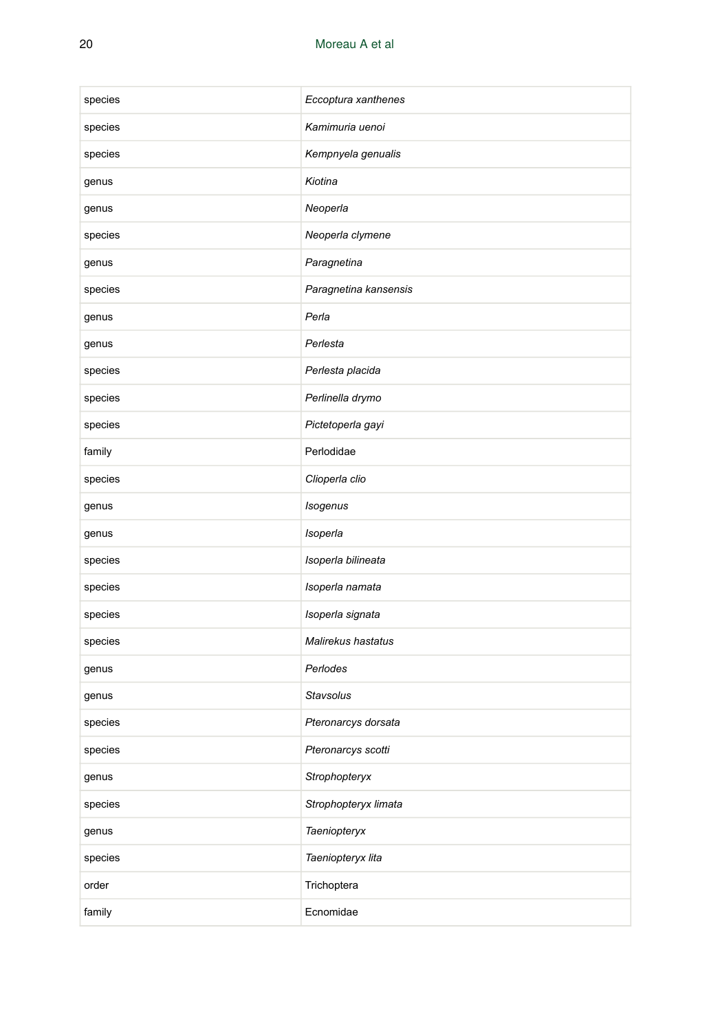| | |
|---|---|
| species | *Eccoptura xanthenes* |
| species | *Kamimuria uenoi* |
| species | *Kempnyela genualis* |
| genus | *Kiotina* |
| genus | *Neoperla* |
| species | *Neoperla clymene* |
| genus | *Paragnetina* |
| species | *Paragnetina kansensis* |
| genus | *Perla* |
| genus | *Perlesta* |
| species | *Perlesta placida* |
| species | *Perlinella drymo* |
| species | *Pictetoperla gayi* |
| family | Perlodidae |
| species | *Clioperla clio* |
| genus | *Isogenus* |
| genus | *Isoperla* |
| species | *Isoperla bilineata* |
| species | *Isoperla namata* |
| species | *Isoperla signata* |
| species | *Malirekus hastatus* |
| genus | *Perlodes* |
| genus | *Stavsolus* |
| species | *Pteronarcys dorsata* |
| species | *Pteronarcys scotti* |
| genus | *Strophopteryx* |
| species | *Strophopteryx limata* |
| genus | *Taeniopteryx* |
| species | *Taeniopteryx lita* |
| order | Trichoptera |
| family | Ecnomidae |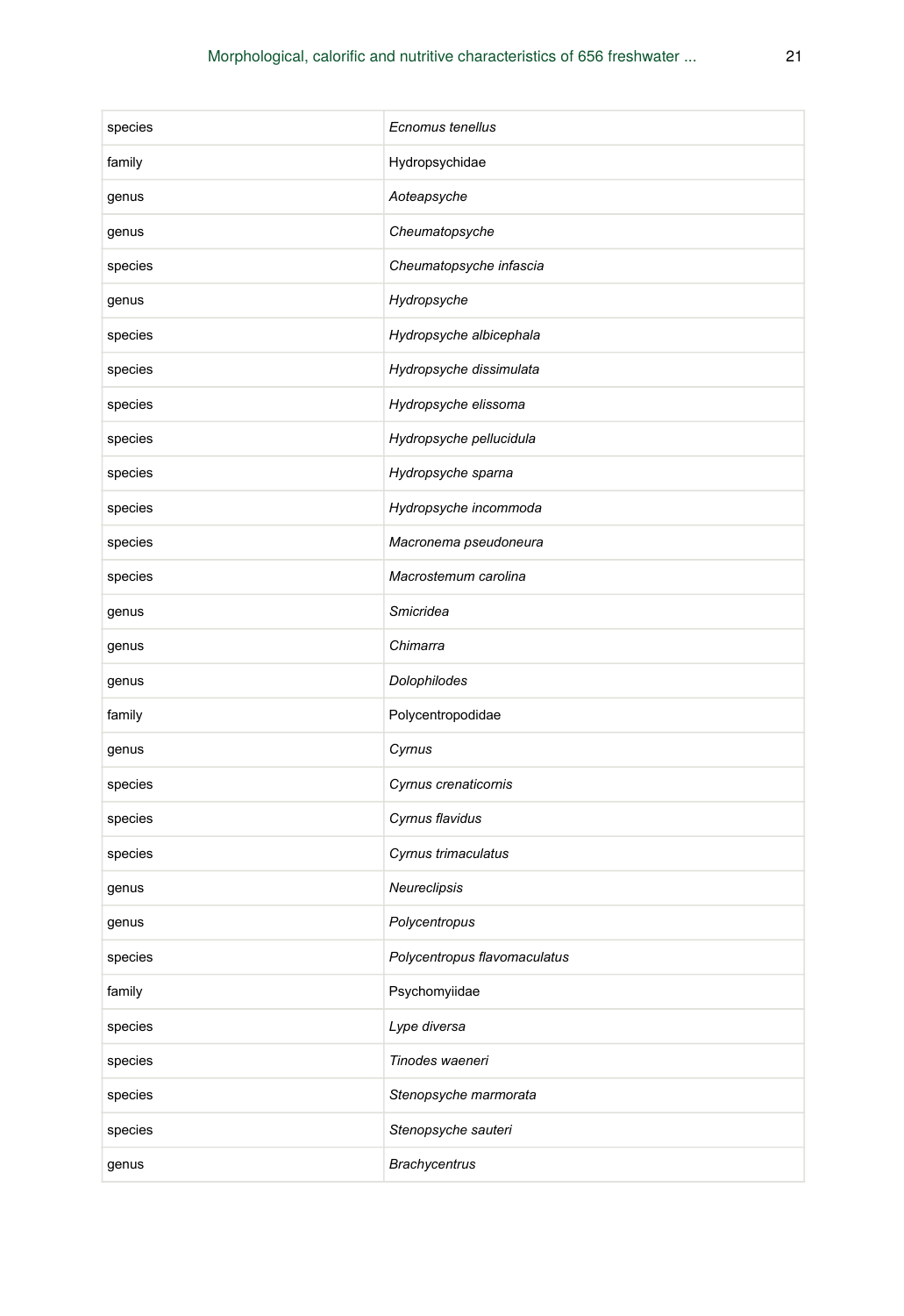| | |
|---|---|
| species | *Ecnomus tenellus* |
| family | Hydropsychidae |
| genus | *Aoteapsyche* |
| genus | *Cheumatopsyche* |
| species | *Cheumatopsyche infascia* |
| genus | *Hydropsyche* |
| species | *Hydropsyche albicephala* |
| species | *Hydropsyche dissimulata* |
| species | *Hydropsyche elissoma* |
| species | *Hydropsyche pellucidula* |
| species | *Hydropsyche sparna* |
| species | *Hydropsyche incommoda* |
| species | *Macronema pseudoneura* |
| species | *Macrostemum carolina* |
| genus | *Smicridea* |
| genus | *Chimarra* |
| genus | *Dolophilodes* |
| family | Polycentropodidae |
| genus | *Cyrnus* |
| species | *Cyrnus crenaticornis* |
| species | *Cyrnus flavidus* |
| species | *Cyrnus trimaculatus* |
| genus | *Neureclipsis* |
| genus | *Polycentropus* |
| species | *Polycentropus flavomaculatus* |
| family | Psychomyiidae |
| species | *Lype diversa* |
| species | *Tinodes waeneri* |
| species | *Stenopsyche marmorata* |
| species | *Stenopsyche sauteri* |
| genus | *Brachycentrus* |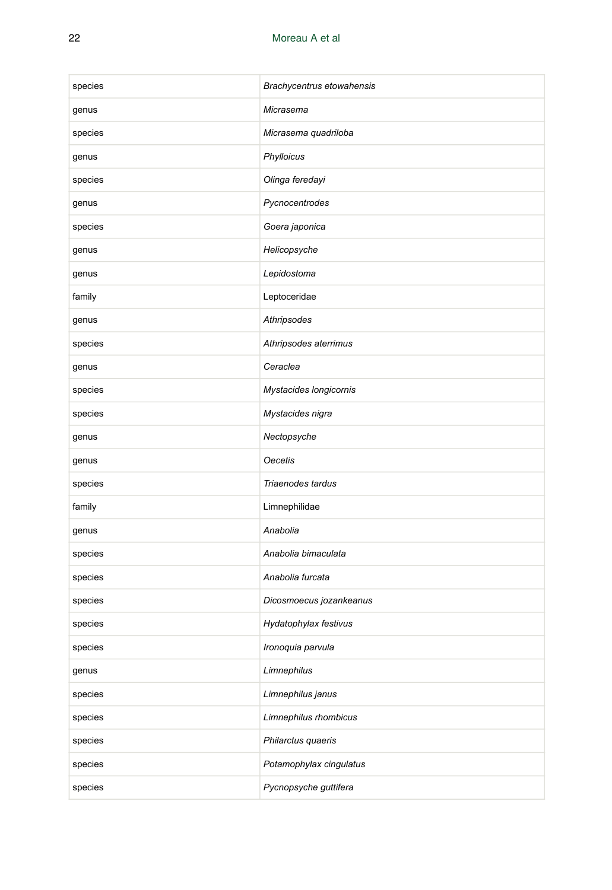| | |
|---|---|
| species | *Brachycentrus etowahensis* |
| genus | *Micrasema* |
| species | *Micrasema quadriloba* |
| genus | *Phylloicus* |
| species | *Olinga feredayi* |
| genus | *Pycnocentrodes* |
| species | *Goera japonica* |
| genus | *Helicopsyche* |
| genus | *Lepidostoma* |
| family | Leptoceridae |
| genus | *Athripsodes* |
| species | *Athripsodes aterrimus* |
| genus | *Ceraclea* |
| species | *Mystacides longicornis* |
| species | *Mystacides nigra* |
| genus | *Nectopsyche* |
| genus | *Oecetis* |
| species | *Triaenodes tardus* |
| family | Limnephilidae |
| genus | *Anabolia* |
| species | *Anabolia bimaculata* |
| species | *Anabolia furcata* |
| species | *Dicosmoecus jozankeanus* |
| species | *Hydatophylax festivus* |
| species | *Ironoquia parvula* |
| genus | *Limnephilus* |
| species | *Limnephilus janus* |
| species | *Limnephilus rhombicus* |
| species | *Philarctus quaeris* |
| species | *Potamophylax cingulatus* |
| species | *Pycnopsyche guttifera* |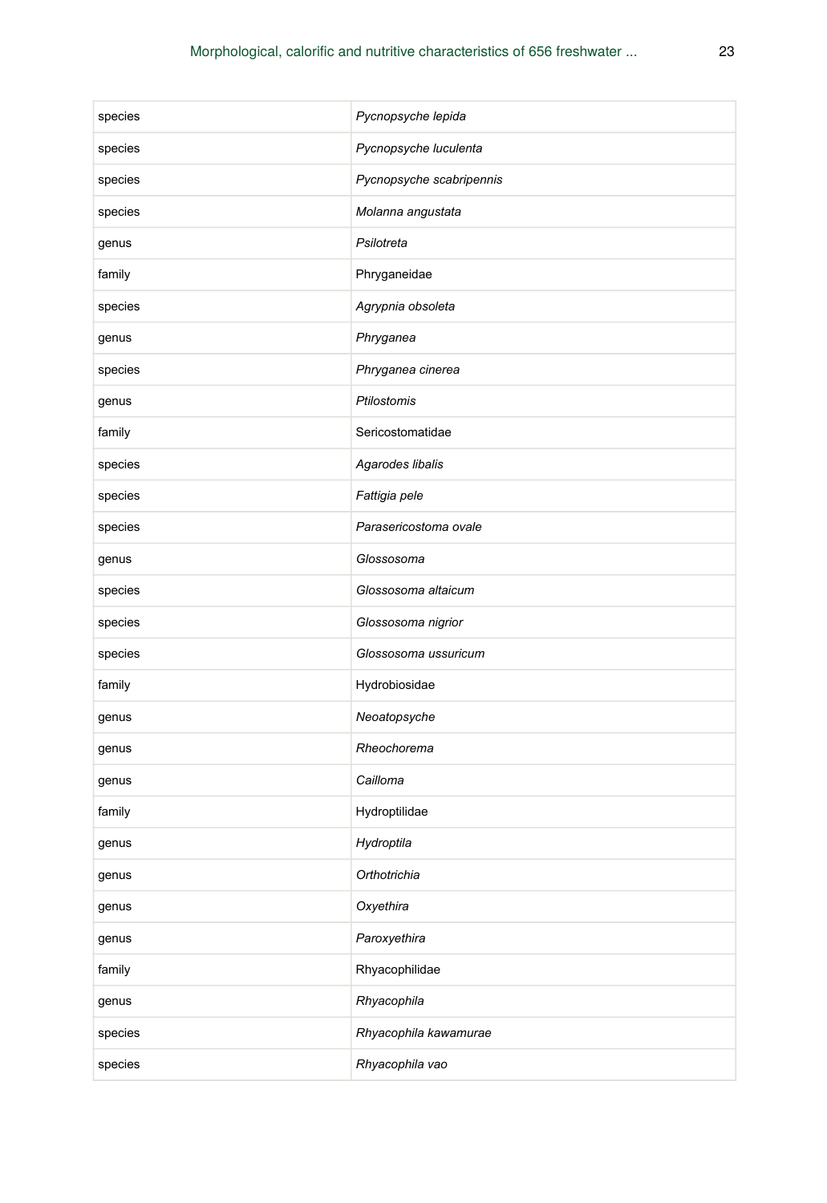| species | *Pycnopsyche lepida* |
|---|---|
| species | *Pycnopsyche luculenta* |
| species | *Pycnopsyche scabripennis* |
| species | *Molanna angustata* |
| genus | *Psilotreta* |
| family | Phryganeidae |
| species | *Agrypnia obsoleta* |
| genus | *Phryganea* |
| species | *Phryganea cinerea* |
| genus | *Ptilostomis* |
| family | Sericostomatidae |
| species | *Agarodes libalis* |
| species | *Fattigia pele* |
| species | *Parasericostoma ovale* |
| genus | *Glossosoma* |
| species | *Glossosoma altaicum* |
| species | *Glossosoma nigrior* |
| species | *Glossosoma ussuricum* |
| family | Hydrobiosidae |
| genus | *Neoatopsyche* |
| genus | *Rheochorema* |
| genus | *Cailloma* |
| family | Hydroptilidae |
| genus | *Hydroptila* |
| genus | *Orthotrichia* |
| genus | *Oxyethira* |
| genus | *Paroxyethira* |
| family | Rhyacophilidae |
| genus | *Rhyacophila* |
| species | *Rhyacophila kawamurae* |
| species | *Rhyacophila vao* |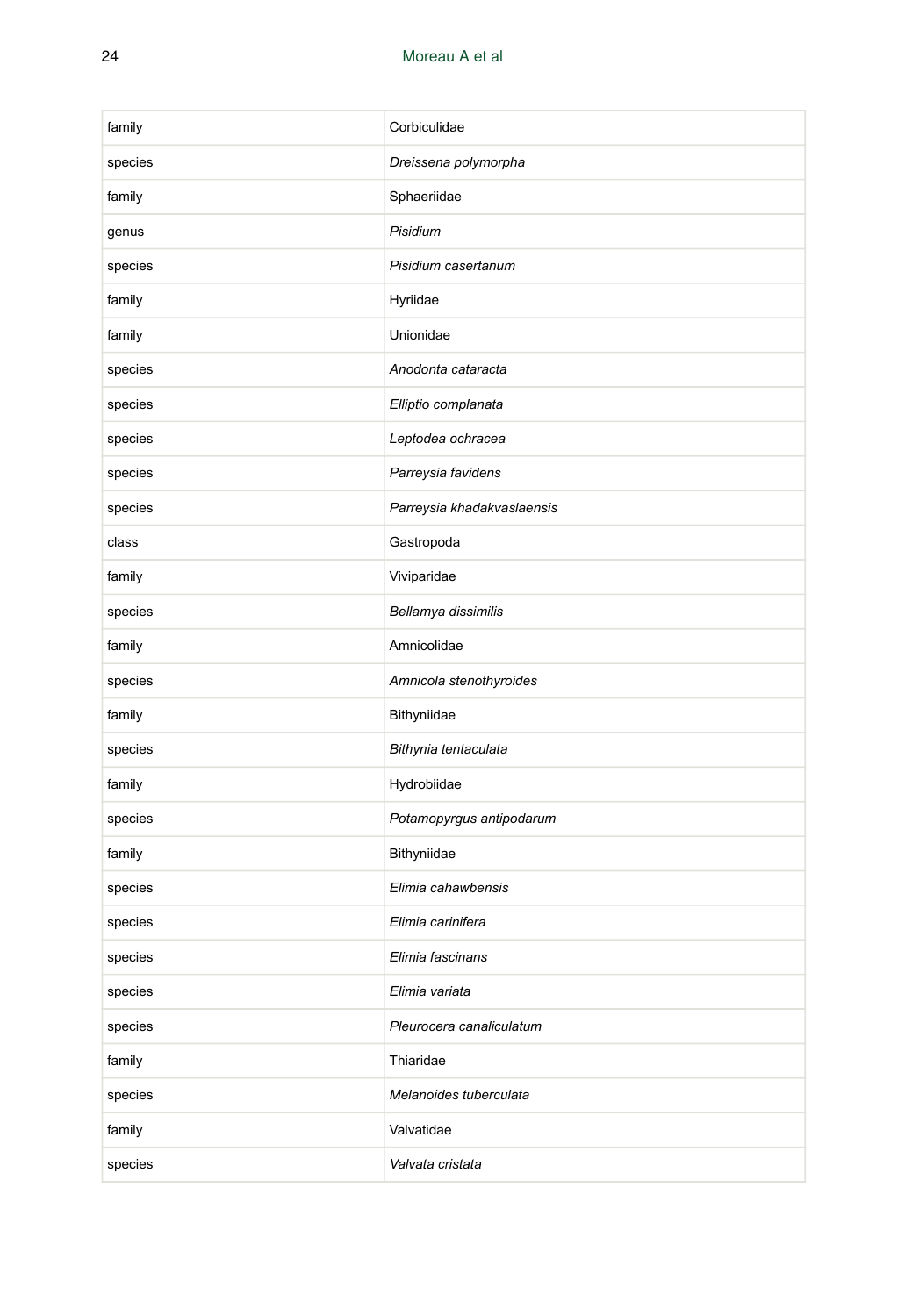| | |
|---|---|
| family | Corbiculidae |
| species | *Dreissena polymorpha* |
| family | Sphaeriidae |
| genus | *Pisidium* |
| species | *Pisidium casertanum* |
| family | Hyriidae |
| family | Unionidae |
| species | *Anodonta cataracta* |
| species | *Elliptio complanata* |
| species | *Leptodea ochracea* |
| species | *Parreysia favidens* |
| species | *Parreysia khadakvaslaensis* |
| class | Gastropoda |
| family | Viviparidae |
| species | *Bellamya dissimilis* |
| family | Amnicolidae |
| species | *Amnicola stenothyroides* |
| family | Bithyniidae |
| species | *Bithynia tentaculata* |
| family | Hydrobiidae |
| species | *Potamopyrgus antipodarum* |
| family | Bithyniidae |
| species | *Elimia cahawbensis* |
| species | *Elimia carinifera* |
| species | *Elimia fascinans* |
| species | *Elimia variata* |
| species | *Pleurocera canaliculatum* |
| family | Thiaridae |
| species | *Melanoides tuberculata* |
| family | Valvatidae |
| species | *Valvata cristata* |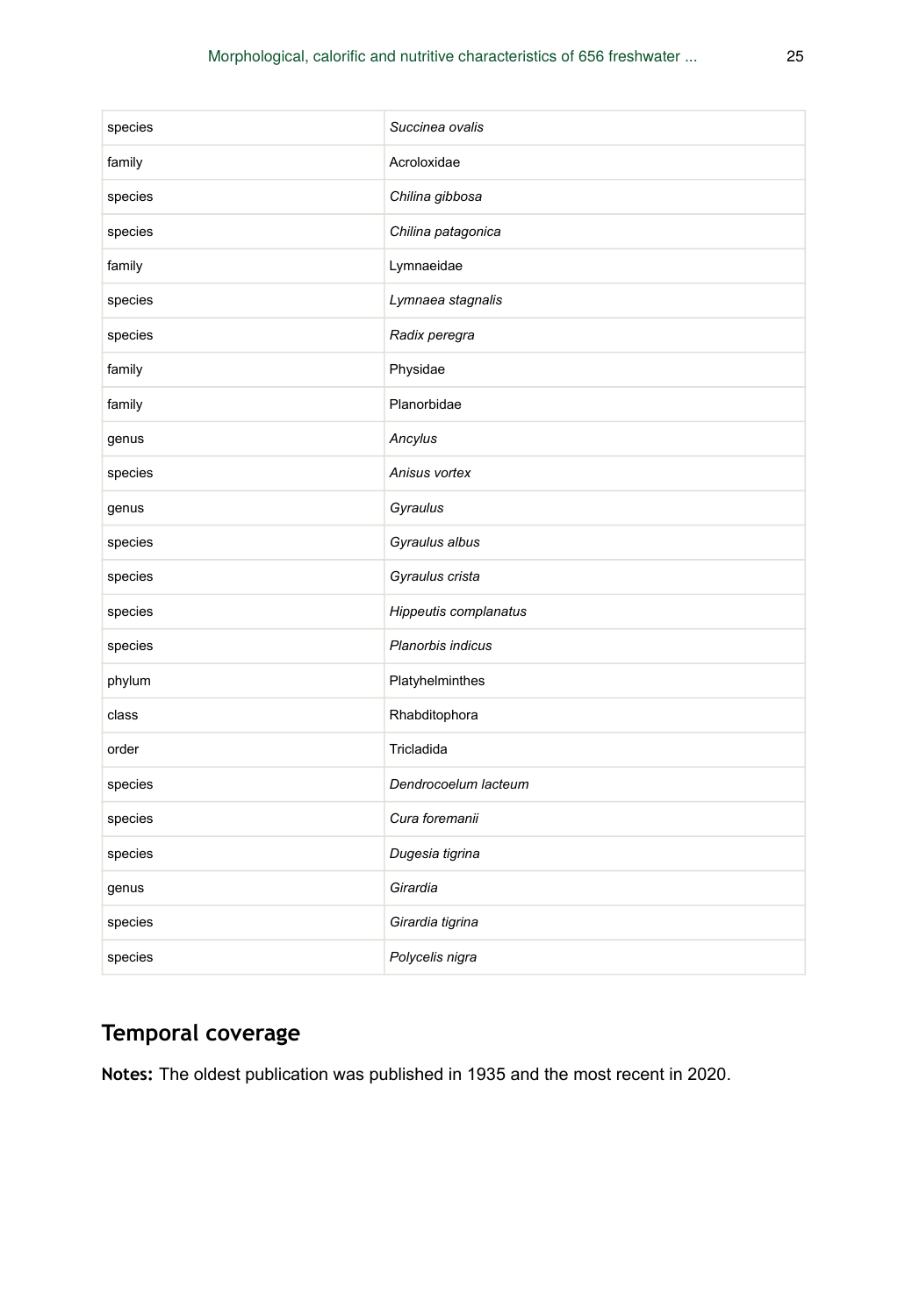| species | *Succinea ovalis* |
|---|---|
| family | Acroloxidae |
| species | *Chilina gibbosa* |
| species | *Chilina patagonica* |
| family | Lymnaeidae |
| species | *Lymnaea stagnalis* |
| species | *Radix peregra* |
| family | Physidae |
| family | Planorbidae |
| genus | *Ancylus* |
| species | *Anisus vortex* |
| genus | *Gyraulus* |
| species | *Gyraulus albus* |
| species | *Gyraulus crista* |
| species | *Hippeutis complanatus* |
| species | *Planorbis indicus* |
| phylum | Platyhelminthes |
| class | Rhabditophora |
| order | Tricladida |
| species | *Dendrocoelum lacteum* |
| species | *Cura foremanii* |
| species | *Dugesia tigrina* |
| genus | *Girardia* |
| species | *Girardia tigrina* |
| species | *Polycelis nigra* |

## Temporal coverage

**Notes:** The oldest publication was published in 1935 and the most recent in 2020.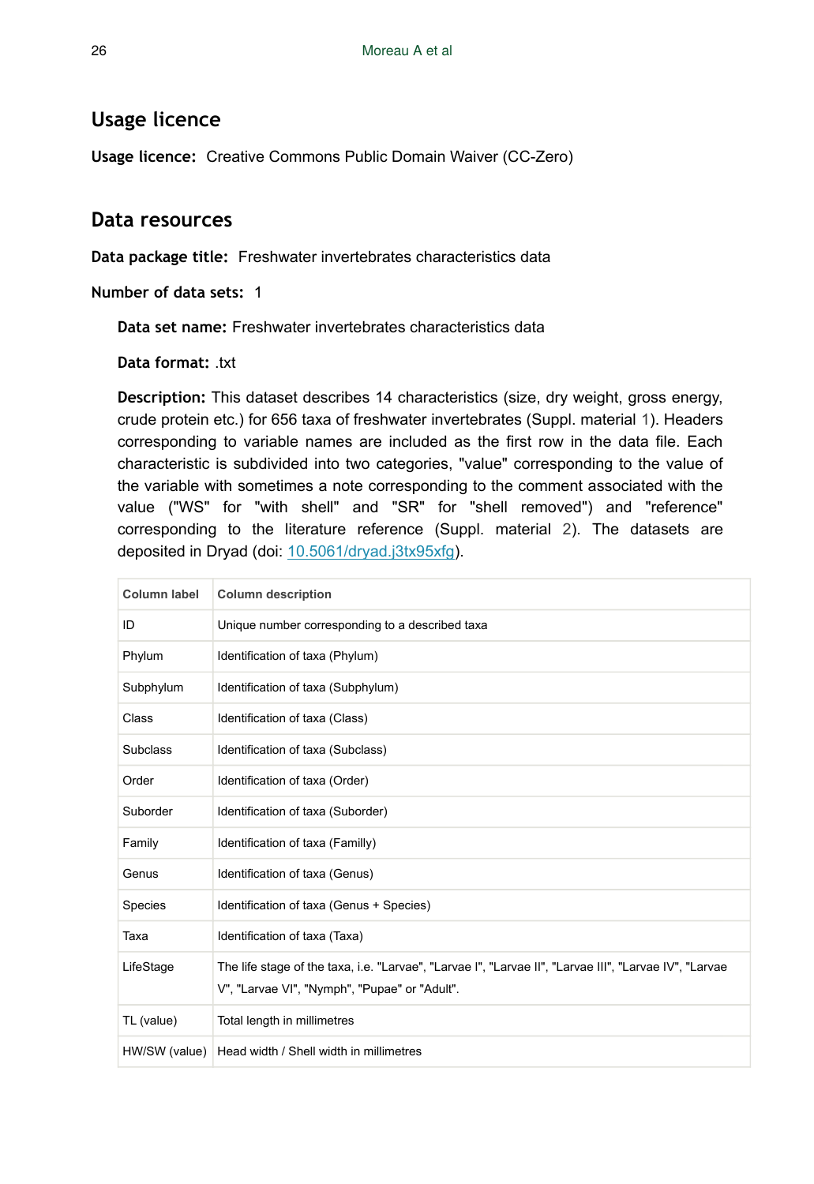## Usage licence

**Usage licence:** Creative Commons Public Domain Waiver (CC-Zero)

## Data resources

**Data package title:** Freshwater invertebrates characteristics data

**Number of data sets:** 1

**Data set name:** Freshwater invertebrates characteristics data

**Data format:** .txt

**Description:** This dataset describes 14 characteristics (size, dry weight, gross energy, crude protein etc.) for 656 taxa of freshwater invertebrates (Suppl. material 1). Headers corresponding to variable names are included as the first row in the data file. Each characteristic is subdivided into two categories, "value" corresponding to the value of the variable with sometimes a note corresponding to the comment associated with the value ("WS" for "with shell" and "SR" for "shell removed") and "reference" corresponding to the literature reference (Suppl. material 2). The datasets are deposited in Dryad (doi: 10.5061/dryad.j3tx95xfg).

| Column label | Column description |
| --- | --- |
| ID | Unique number corresponding to a described taxa |
| Phylum | Identification of taxa (Phylum) |
| Subphylum | Identification of taxa (Subphylum) |
| Class | Identification of taxa (Class) |
| Subclass | Identification of taxa (Subclass) |
| Order | Identification of taxa (Order) |
| Suborder | Identification of taxa (Suborder) |
| Family | Identification of taxa (Familly) |
| Genus | Identification of taxa (Genus) |
| Species | Identification of taxa (Genus + Species) |
| Taxa | Identification of taxa (Taxa) |
| LifeStage | The life stage of the taxa, i.e. "Larvae", "Larvae I", "Larvae II", "Larvae III", "Larvae IV", "Larvae V", "Larvae VI", "Nymph", "Pupae" or "Adult". |
| TL (value) | Total length in millimetres |
| HW/SW (value) | Head width / Shell width in millimetres |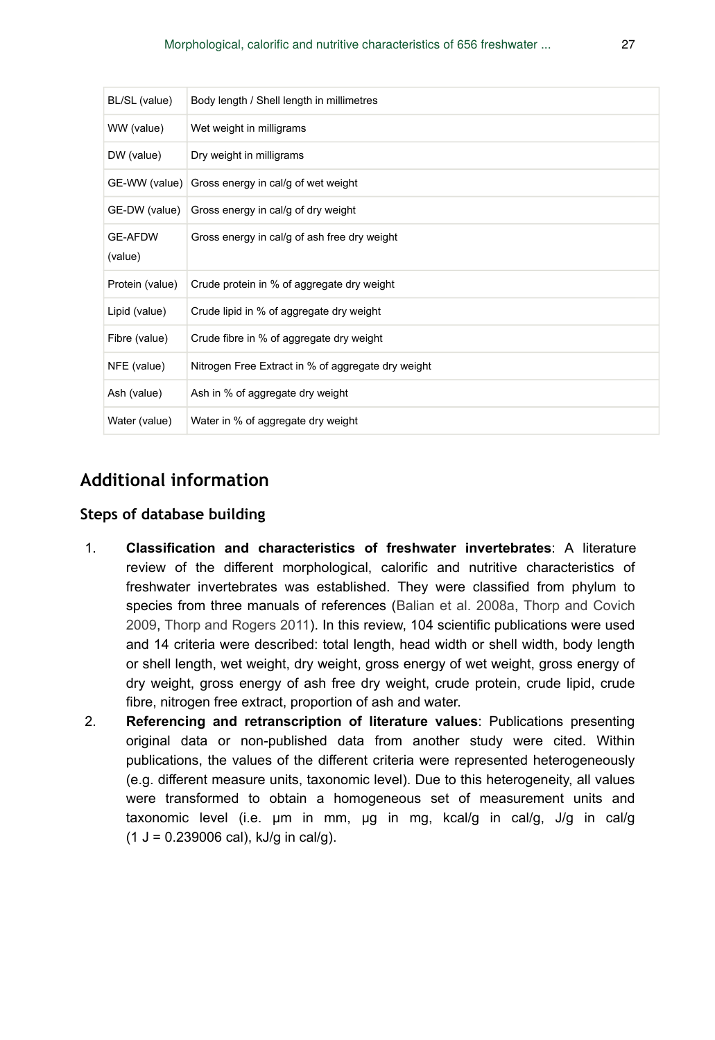| BL/SL (value) | Body length / Shell length in millimetres |
|---|---|
| WW (value) | Wet weight in milligrams |
| DW (value) | Dry weight in milligrams |
| GE-WW (value) | Gross energy in cal/g of wet weight |
| GE-DW (value) | Gross energy in cal/g of dry weight |
| GE-AFDW (value) | Gross energy in cal/g of ash free dry weight |
| Protein (value) | Crude protein in % of aggregate dry weight |
| Lipid (value) | Crude lipid in % of aggregate dry weight |
| Fibre (value) | Crude fibre in % of aggregate dry weight |
| NFE (value) | Nitrogen Free Extract in % of aggregate dry weight |
| Ash (value) | Ash in % of aggregate dry weight |
| Water (value) | Water in % of aggregate dry weight |

## Additional information

### Steps of database building

1. **Classification and characteristics of freshwater invertebrates**: A literature review of the different morphological, calorific and nutritive characteristics of freshwater invertebrates was established. They were classified from phylum to species from three manuals of references (Balian et al. 2008a, Thorp and Covich 2009, Thorp and Rogers 2011). In this review, 104 scientific publications were used and 14 criteria were described: total length, head width or shell width, body length or shell length, wet weight, dry weight, gross energy of wet weight, gross energy of dry weight, gross energy of ash free dry weight, crude protein, crude lipid, crude fibre, nitrogen free extract, proportion of ash and water.
2. **Referencing and retranscription of literature values**: Publications presenting original data or non-published data from another study were cited. Within publications, the values of the different criteria were represented heterogeneously (e.g. different measure units, taxonomic level). Due to this heterogeneity, all values were transformed to obtain a homogeneous set of measurement units and taxonomic level (i.e. µm in mm, µg in mg, kcal/g in cal/g, J/g in cal/g (1 J = 0.239006 cal), kJ/g in cal/g).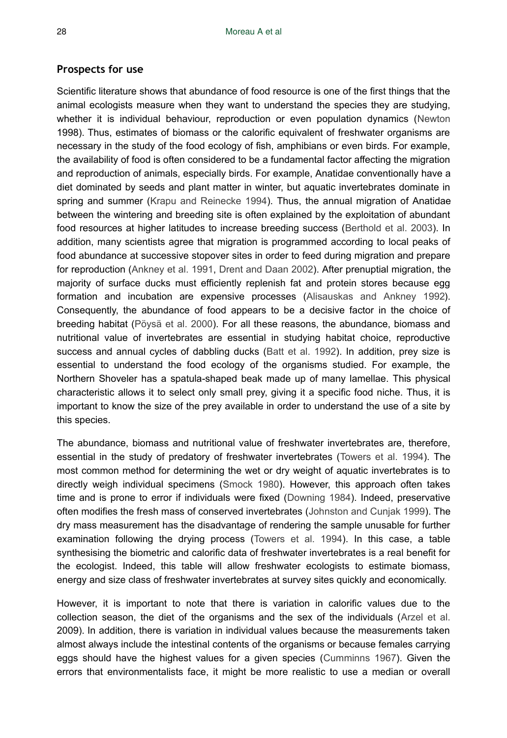### Prospects for use

Scientific literature shows that abundance of food resource is one of the first things that the animal ecologists measure when they want to understand the species they are studying, whether it is individual behaviour, reproduction or even population dynamics (Newton 1998). Thus, estimates of biomass or the calorific equivalent of freshwater organisms are necessary in the study of the food ecology of fish, amphibians or even birds. For example, the availability of food is often considered to be a fundamental factor affecting the migration and reproduction of animals, especially birds. For example, Anatidae conventionally have a diet dominated by seeds and plant matter in winter, but aquatic invertebrates dominate in spring and summer (Krapu and Reinecke 1994). Thus, the annual migration of Anatidae between the wintering and breeding site is often explained by the exploitation of abundant food resources at higher latitudes to increase breeding success (Berthold et al. 2003). In addition, many scientists agree that migration is programmed according to local peaks of food abundance at successive stopover sites in order to feed during migration and prepare for reproduction (Ankney et al. 1991, Drent and Daan 2002). After prenuptial migration, the majority of surface ducks must efficiently replenish fat and protein stores because egg formation and incubation are expensive processes (Alisauskas and Ankney 1992). Consequently, the abundance of food appears to be a decisive factor in the choice of breeding habitat (Pöysä et al. 2000). For all these reasons, the abundance, biomass and nutritional value of invertebrates are essential in studying habitat choice, reproductive success and annual cycles of dabbling ducks (Batt et al. 1992). In addition, prey size is essential to understand the food ecology of the organisms studied. For example, the Northern Shoveler has a spatula-shaped beak made up of many lamellae. This physical characteristic allows it to select only small prey, giving it a specific food niche. Thus, it is important to know the size of the prey available in order to understand the use of a site by this species.

The abundance, biomass and nutritional value of freshwater invertebrates are, therefore, essential in the study of predatory of freshwater invertebrates (Towers et al. 1994). The most common method for determining the wet or dry weight of aquatic invertebrates is to directly weigh individual specimens (Smock 1980). However, this approach often takes time and is prone to error if individuals were fixed (Downing 1984). Indeed, preservative often modifies the fresh mass of conserved invertebrates (Johnston and Cunjak 1999). The dry mass measurement has the disadvantage of rendering the sample unusable for further examination following the drying process (Towers et al. 1994). In this case, a table synthesising the biometric and calorific data of freshwater invertebrates is a real benefit for the ecologist. Indeed, this table will allow freshwater ecologists to estimate biomass, energy and size class of freshwater invertebrates at survey sites quickly and economically.

However, it is important to note that there is variation in calorific values due to the collection season, the diet of the organisms and the sex of the individuals (Arzel et al. 2009). In addition, there is variation in individual values because the measurements taken almost always include the intestinal contents of the organisms or because females carrying eggs should have the highest values for a given species (Cumminns 1967). Given the errors that environmentalists face, it might be more realistic to use a median or overall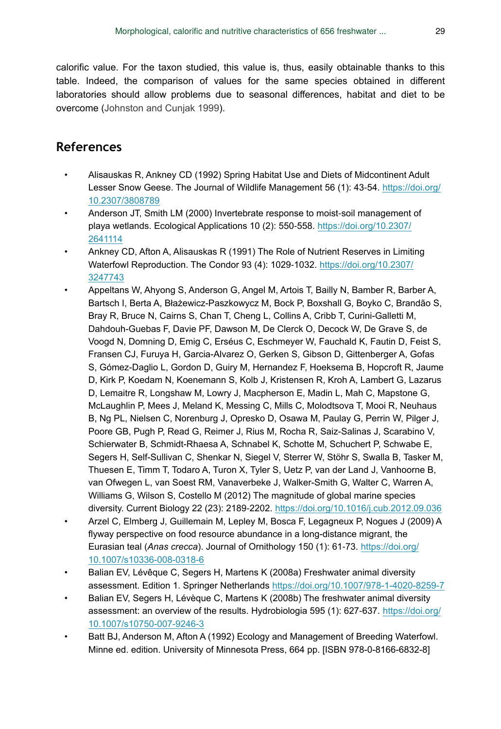calorific value. For the taxon studied, this value is, thus, easily obtainable thanks to this table. Indeed, the comparison of values for the same species obtained in different laboratories should allow problems due to seasonal differences, habitat and diet to be overcome (Johnston and Cunjak 1999).

## References

- Alisauskas R, Ankney CD (1992) Spring Habitat Use and Diets of Midcontinent Adult Lesser Snow Geese. The Journal of Wildlife Management 56 (1): 43-54. https://doi.org/10.2307/3808789
- Anderson JT, Smith LM (2000) Invertebrate response to moist-soil management of playa wetlands. Ecological Applications 10 (2): 550-558. https://doi.org/10.2307/2641114
- Ankney CD, Afton A, Alisauskas R (1991) The Role of Nutrient Reserves in Limiting Waterfowl Reproduction. The Condor 93 (4): 1029-1032. https://doi.org/10.2307/3247743
- Appeltans W, Ahyong S, Anderson G, Angel M, Artois T, Bailly N, Bamber R, Barber A, Bartsch I, Berta A, Błażewicz-Paszkowycz M, Bock P, Boxshall G, Boyko C, Brandão S, Bray R, Bruce N, Cairns S, Chan T, Cheng L, Collins A, Cribb T, Curini-Galletti M, Dahdouh-Guebas F, Davie PF, Dawson M, De Clerck O, Decock W, De Grave S, de Voogd N, Domning D, Emig C, Erséus C, Eschmeyer W, Fauchald K, Fautin D, Feist S, Fransen CJ, Furuya H, Garcia-Alvarez O, Gerken S, Gibson D, Gittenberger A, Gofas S, Gómez-Daglio L, Gordon D, Guiry M, Hernandez F, Hoeksema B, Hopcroft R, Jaume D, Kirk P, Koedam N, Koenemann S, Kolb J, Kristensen R, Kroh A, Lambert G, Lazarus D, Lemaitre R, Longshaw M, Lowry J, Macpherson E, Madin L, Mah C, Mapstone G, McLaughlin P, Mees J, Meland K, Messing C, Mills C, Molodtsova T, Mooi R, Neuhaus B, Ng PL, Nielsen C, Norenburg J, Opresko D, Osawa M, Paulay G, Perrin W, Pilger J, Poore GB, Pugh P, Read G, Reimer J, Rius M, Rocha R, Saiz-Salinas J, Scarabino V, Schierwater B, Schmidt-Rhaesa A, Schnabel K, Schotte M, Schuchert P, Schwabe E, Segers H, Self-Sullivan C, Shenkar N, Siegel V, Sterrer W, Stöhr S, Swalla B, Tasker M, Thuesen E, Timm T, Todaro A, Turon X, Tyler S, Uetz P, van der Land J, Vanhoorne B, van Ofwegen L, van Soest RM, Vanaverbeke J, Walker-Smith G, Walter C, Warren A, Williams G, Wilson S, Costello M (2012) The magnitude of global marine species diversity. Current Biology 22 (23): 2189-2202. https://doi.org/10.1016/j.cub.2012.09.036
- Arzel C, Elmberg J, Guillemain M, Lepley M, Bosca F, Legagneux P, Nogues J (2009) A flyway perspective on food resource abundance in a long-distance migrant, the Eurasian teal (*Anas crecca*). Journal of Ornithology 150 (1): 61-73. https://doi.org/10.1007/s10336-008-0318-6
- Balian EV, Lévêque C, Segers H, Martens K (2008a) Freshwater animal diversity assessment. Edition 1. Springer Netherlands https://doi.org/10.1007/978-1-4020-8259-7
- Balian EV, Segers H, Lévèque C, Martens K (2008b) The freshwater animal diversity assessment: an overview of the results. Hydrobiologia 595 (1): 627-637. https://doi.org/10.1007/s10750-007-9246-3
- Batt BJ, Anderson M, Afton A (1992) Ecology and Management of Breeding Waterfowl. Minne ed. edition. University of Minnesota Press, 664 pp. [ISBN 978-0-8166-6832-8]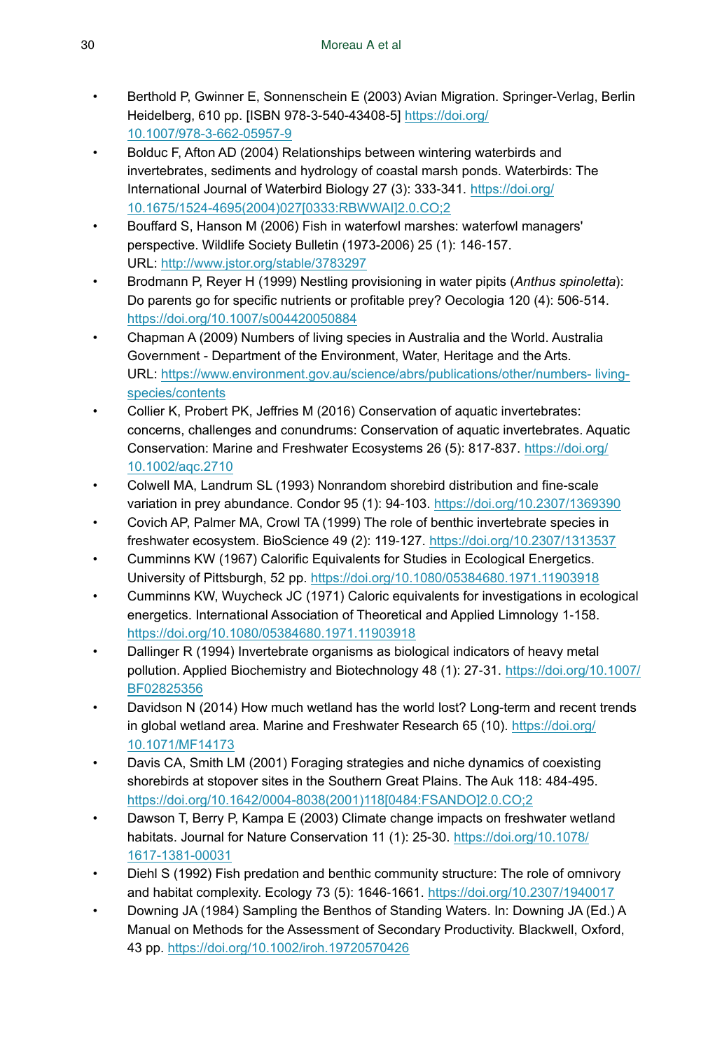- Berthold P, Gwinner E, Sonnenschein E (2003) Avian Migration. Springer-Verlag, Berlin Heidelberg, 610 pp. [ISBN 978-3-540-43408-5] https://doi.org/10.1007/978-3-662-05957-9
- Bolduc F, Afton AD (2004) Relationships between wintering waterbirds and invertebrates, sediments and hydrology of coastal marsh ponds. Waterbirds: The International Journal of Waterbird Biology 27 (3): 333-341. https://doi.org/10.1675/1524-4695(2004)027[0333:RBWWAI]2.0.CO;2
- Bouffard S, Hanson M (2006) Fish in waterfowl marshes: waterfowl managers' perspective. Wildlife Society Bulletin (1973-2006) 25 (1): 146-157. URL: http://www.jstor.org/stable/3783297
- Brodmann P, Reyer H (1999) Nestling provisioning in water pipits (*Anthus spinoletta*): Do parents go for specific nutrients or profitable prey? Oecologia 120 (4): 506-514. https://doi.org/10.1007/s004420050884
- Chapman A (2009) Numbers of living species in Australia and the World. Australia Government - Department of the Environment, Water, Heritage and the Arts. URL: https://www.environment.gov.au/science/abrs/publications/other/numbers- living-species/contents
- Collier K, Probert PK, Jeffries M (2016) Conservation of aquatic invertebrates: concerns, challenges and conundrums: Conservation of aquatic invertebrates. Aquatic Conservation: Marine and Freshwater Ecosystems 26 (5): 817-837. https://doi.org/10.1002/aqc.2710
- Colwell MA, Landrum SL (1993) Nonrandom shorebird distribution and fine-scale variation in prey abundance. Condor 95 (1): 94-103. https://doi.org/10.2307/1369390
- Covich AP, Palmer MA, Crowl TA (1999) The role of benthic invertebrate species in freshwater ecosystem. BioScience 49 (2): 119-127. https://doi.org/10.2307/1313537
- Cumminns KW (1967) Calorific Equivalents for Studies in Ecological Energetics. University of Pittsburgh, 52 pp. https://doi.org/10.1080/05384680.1971.11903918
- Cumminns KW, Wuycheck JC (1971) Caloric equivalents for investigations in ecological energetics. International Association of Theoretical and Applied Limnology 1-158. https://doi.org/10.1080/05384680.1971.11903918
- Dallinger R (1994) Invertebrate organisms as biological indicators of heavy metal pollution. Applied Biochemistry and Biotechnology 48 (1): 27-31. https://doi.org/10.1007/BF02825356
- Davidson N (2014) How much wetland has the world lost? Long-term and recent trends in global wetland area. Marine and Freshwater Research 65 (10). https://doi.org/10.1071/MF14173
- Davis CA, Smith LM (2001) Foraging strategies and niche dynamics of coexisting shorebirds at stopover sites in the Southern Great Plains. The Auk 118: 484-495. https://doi.org/10.1642/0004-8038(2001)118[0484:FSANDO]2.0.CO;2
- Dawson T, Berry P, Kampa E (2003) Climate change impacts on freshwater wetland habitats. Journal for Nature Conservation 11 (1): 25-30. https://doi.org/10.1078/1617-1381-00031
- Diehl S (1992) Fish predation and benthic community structure: The role of omnivory and habitat complexity. Ecology 73 (5): 1646-1661. https://doi.org/10.2307/1940017
- Downing JA (1984) Sampling the Benthos of Standing Waters. In: Downing JA (Ed.) A Manual on Methods for the Assessment of Secondary Productivity. Blackwell, Oxford, 43 pp. https://doi.org/10.1002/iroh.19720570426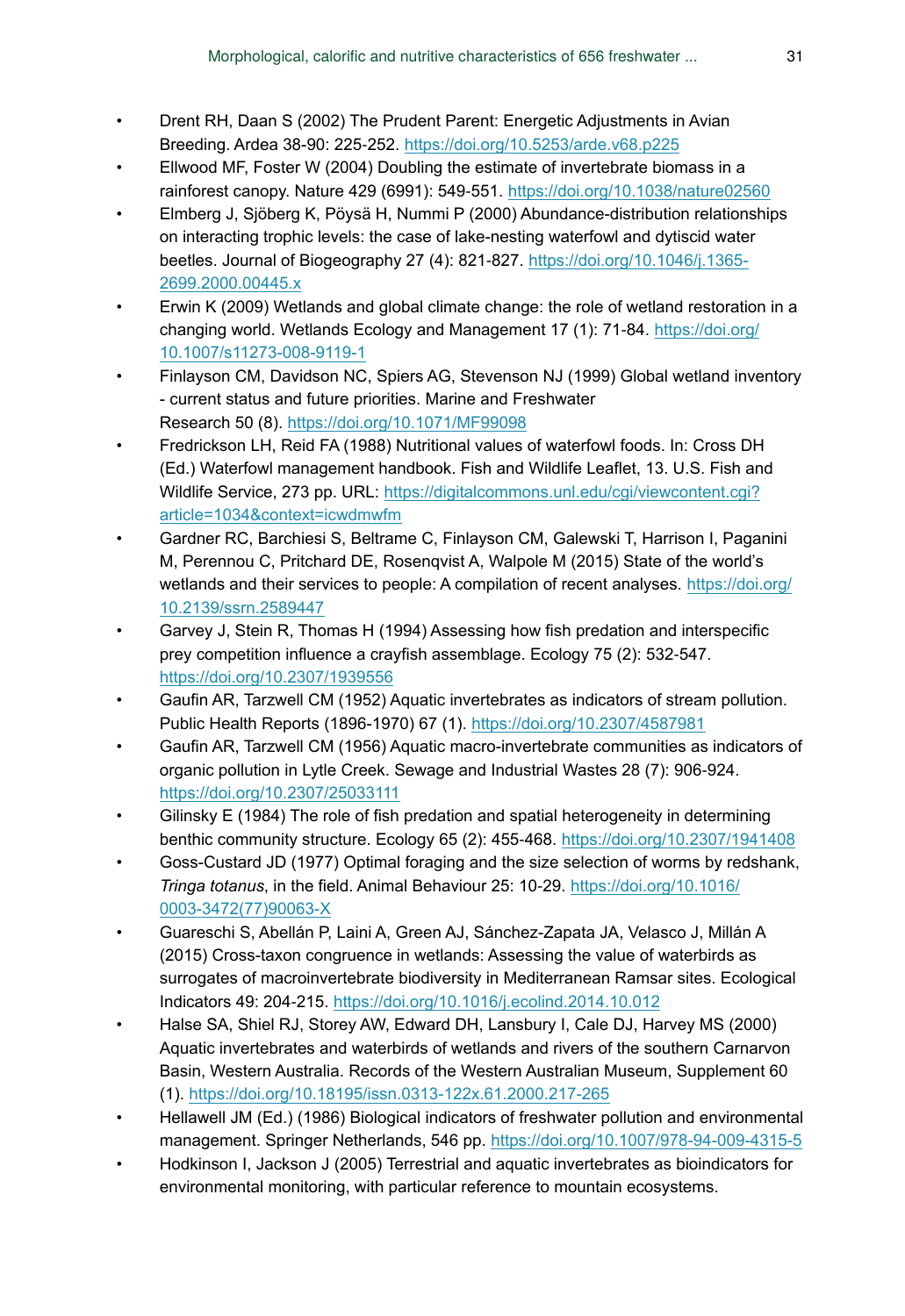- Drent RH, Daan S (2002) The Prudent Parent: Energetic Adjustments in Avian Breeding. Ardea 38-90: 225-252. https://doi.org/10.5253/arde.v68.p225
- Ellwood MF, Foster W (2004) Doubling the estimate of invertebrate biomass in a rainforest canopy. Nature 429 (6991): 549-551. https://doi.org/10.1038/nature02560
- Elmberg J, Sjöberg K, Pöysä H, Nummi P (2000) Abundance-distribution relationships on interacting trophic levels: the case of lake-nesting waterfowl and dytiscid water beetles. Journal of Biogeography 27 (4): 821-827. https://doi.org/10.1046/j.1365-2699.2000.00445.x
- Erwin K (2009) Wetlands and global climate change: the role of wetland restoration in a changing world. Wetlands Ecology and Management 17 (1): 71-84. https://doi.org/10.1007/s11273-008-9119-1
- Finlayson CM, Davidson NC, Spiers AG, Stevenson NJ (1999) Global wetland inventory - current status and future priorities. Marine and Freshwater Research 50 (8). https://doi.org/10.1071/MF99098
- Fredrickson LH, Reid FA (1988) Nutritional values of waterfowl foods. In: Cross DH (Ed.) Waterfowl management handbook. Fish and Wildlife Leaflet, 13. U.S. Fish and Wildlife Service, 273 pp. URL: https://digitalcommons.unl.edu/cgi/viewcontent.cgi?article=1034&context=icwdmwfm
- Gardner RC, Barchiesi S, Beltrame C, Finlayson CM, Galewski T, Harrison I, Paganini M, Perennou C, Pritchard DE, Rosenqvist A, Walpole M (2015) State of the world's wetlands and their services to people: A compilation of recent analyses. https://doi.org/10.2139/ssrn.2589447
- Garvey J, Stein R, Thomas H (1994) Assessing how fish predation and interspecific prey competition influence a crayfish assemblage. Ecology 75 (2): 532-547. https://doi.org/10.2307/1939556
- Gaufin AR, Tarzwell CM (1952) Aquatic invertebrates as indicators of stream pollution. Public Health Reports (1896-1970) 67 (1). https://doi.org/10.2307/4587981
- Gaufin AR, Tarzwell CM (1956) Aquatic macro-invertebrate communities as indicators of organic pollution in Lytle Creek. Sewage and Industrial Wastes 28 (7): 906-924. https://doi.org/10.2307/25033111
- Gilinsky E (1984) The role of fish predation and spatial heterogeneity in determining benthic community structure. Ecology 65 (2): 455-468. https://doi.org/10.2307/1941408
- Goss-Custard JD (1977) Optimal foraging and the size selection of worms by redshank, *Tringa totanus*, in the field. Animal Behaviour 25: 10-29. https://doi.org/10.1016/0003-3472(77)90063-X
- Guareschi S, Abellán P, Laini A, Green AJ, Sánchez-Zapata JA, Velasco J, Millán A (2015) Cross-taxon congruence in wetlands: Assessing the value of waterbirds as surrogates of macroinvertebrate biodiversity in Mediterranean Ramsar sites. Ecological Indicators 49: 204-215. https://doi.org/10.1016/j.ecolind.2014.10.012
- Halse SA, Shiel RJ, Storey AW, Edward DH, Lansbury I, Cale DJ, Harvey MS (2000) Aquatic invertebrates and waterbirds of wetlands and rivers of the southern Carnarvon Basin, Western Australia. Records of the Western Australian Museum, Supplement 60 (1). https://doi.org/10.18195/issn.0313-122x.61.2000.217-265
- Hellawell JM (Ed.) (1986) Biological indicators of freshwater pollution and environmental management. Springer Netherlands, 546 pp. https://doi.org/10.1007/978-94-009-4315-5
- Hodkinson I, Jackson J (2005) Terrestrial and aquatic invertebrates as bioindicators for environmental monitoring, with particular reference to mountain ecosystems.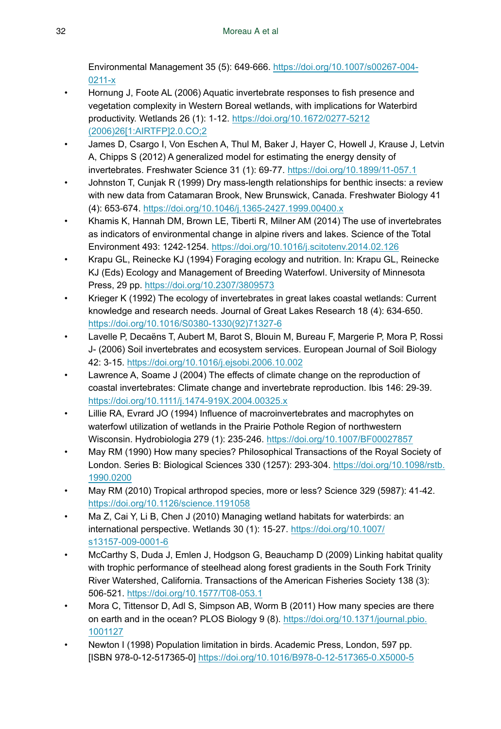Environmental Management 35 (5): 649-666. https://doi.org/10.1007/s00267-004-0211-x

- Hornung J, Foote AL (2006) Aquatic invertebrate responses to fish presence and vegetation complexity in Western Boreal wetlands, with implications for Waterbird productivity. Wetlands 26 (1): 1-12. https://doi.org/10.1672/0277-5212(2006)26[1:AIRTFP]2.0.CO;2
- James D, Csargo I, Von Eschen A, Thul M, Baker J, Hayer C, Howell J, Krause J, Letvin A, Chipps S (2012) A generalized model for estimating the energy density of invertebrates. Freshwater Science 31 (1): 69-77. https://doi.org/10.1899/11-057.1
- Johnston T, Cunjak R (1999) Dry mass-length relationships for benthic insects: a review with new data from Catamaran Brook, New Brunswick, Canada. Freshwater Biology 41 (4): 653-674. https://doi.org/10.1046/j.1365-2427.1999.00400.x
- Khamis K, Hannah DM, Brown LE, Tiberti R, Milner AM (2014) The use of invertebrates as indicators of environmental change in alpine rivers and lakes. Science of the Total Environment 493: 1242-1254. https://doi.org/10.1016/j.scitotenv.2014.02.126
- Krapu GL, Reinecke KJ (1994) Foraging ecology and nutrition. In: Krapu GL, Reinecke KJ (Eds) Ecology and Management of Breeding Waterfowl. University of Minnesota Press, 29 pp. https://doi.org/10.2307/3809573
- Krieger K (1992) The ecology of invertebrates in great lakes coastal wetlands: Current knowledge and research needs. Journal of Great Lakes Research 18 (4): 634-650. https://doi.org/10.1016/S0380-1330(92)71327-6
- Lavelle P, Decaëns T, Aubert M, Barot S, Blouin M, Bureau F, Margerie P, Mora P, Rossi J- (2006) Soil invertebrates and ecosystem services. European Journal of Soil Biology 42: 3-15. https://doi.org/10.1016/j.ejsobi.2006.10.002
- Lawrence A, Soame J (2004) The effects of climate change on the reproduction of coastal invertebrates: Climate change and invertebrate reproduction. Ibis 146: 29-39. https://doi.org/10.1111/j.1474-919X.2004.00325.x
- Lillie RA, Evrard JO (1994) Influence of macroinvertebrates and macrophytes on waterfowl utilization of wetlands in the Prairie Pothole Region of northwestern Wisconsin. Hydrobiologia 279 (1): 235-246. https://doi.org/10.1007/BF00027857
- May RM (1990) How many species? Philosophical Transactions of the Royal Society of London. Series B: Biological Sciences 330 (1257): 293-304. https://doi.org/10.1098/rstb.1990.0200
- May RM (2010) Tropical arthropod species, more or less? Science 329 (5987): 41-42. https://doi.org/10.1126/science.1191058
- Ma Z, Cai Y, Li B, Chen J (2010) Managing wetland habitats for waterbirds: an international perspective. Wetlands 30 (1): 15-27. https://doi.org/10.1007/s13157-009-0001-6
- McCarthy S, Duda J, Emlen J, Hodgson G, Beauchamp D (2009) Linking habitat quality with trophic performance of steelhead along forest gradients in the South Fork Trinity River Watershed, California. Transactions of the American Fisheries Society 138 (3): 506-521. https://doi.org/10.1577/T08-053.1
- Mora C, Tittensor D, Adl S, Simpson AB, Worm B (2011) How many species are there on earth and in the ocean? PLOS Biology 9 (8). https://doi.org/10.1371/journal.pbio.1001127
- Newton I (1998) Population limitation in birds. Academic Press, London, 597 pp. [ISBN 978-0-12-517365-0] https://doi.org/10.1016/B978-0-12-517365-0.X5000-5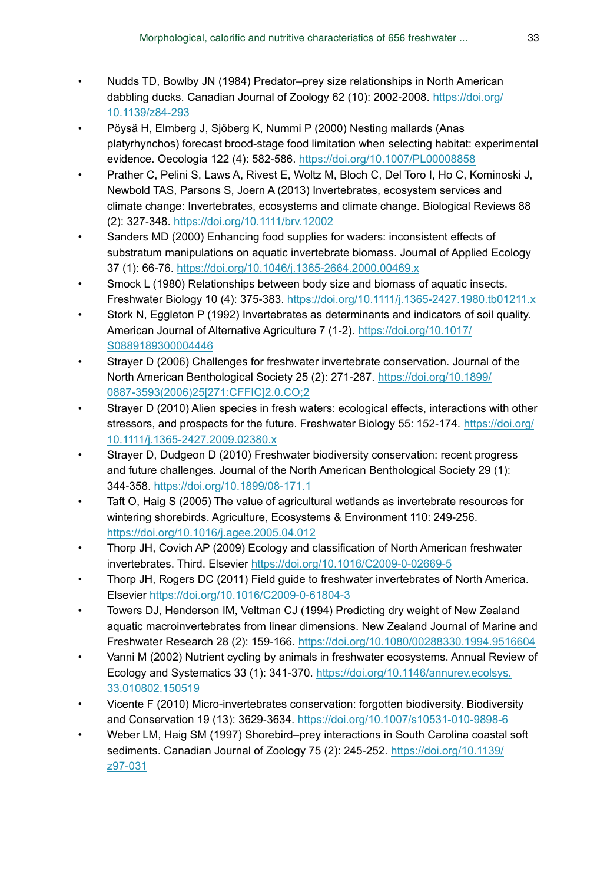- Nudds TD, Bowlby JN (1984) Predator–prey size relationships in North American dabbling ducks. Canadian Journal of Zoology 62 (10): 2002-2008. https://doi.org/10.1139/z84-293
- Pöysä H, Elmberg J, Sjöberg K, Nummi P (2000) Nesting mallards (Anas platyrhynchos) forecast brood-stage food limitation when selecting habitat: experimental evidence. Oecologia 122 (4): 582-586. https://doi.org/10.1007/PL00008858
- Prather C, Pelini S, Laws A, Rivest E, Woltz M, Bloch C, Del Toro I, Ho C, Kominoski J, Newbold TAS, Parsons S, Joern A (2013) Invertebrates, ecosystem services and climate change: Invertebrates, ecosystems and climate change. Biological Reviews 88 (2): 327-348. https://doi.org/10.1111/brv.12002
- Sanders MD (2000) Enhancing food supplies for waders: inconsistent effects of substratum manipulations on aquatic invertebrate biomass. Journal of Applied Ecology 37 (1): 66-76. https://doi.org/10.1046/j.1365-2664.2000.00469.x
- Smock L (1980) Relationships between body size and biomass of aquatic insects. Freshwater Biology 10 (4): 375-383. https://doi.org/10.1111/j.1365-2427.1980.tb01211.x
- Stork N, Eggleton P (1992) Invertebrates as determinants and indicators of soil quality. American Journal of Alternative Agriculture 7 (1-2). https://doi.org/10.1017/S0889189300004446
- Strayer D (2006) Challenges for freshwater invertebrate conservation. Journal of the North American Benthological Society 25 (2): 271-287. https://doi.org/10.1899/0887-3593(2006)25[271:CFFIC]2.0.CO;2
- Strayer D (2010) Alien species in fresh waters: ecological effects, interactions with other stressors, and prospects for the future. Freshwater Biology 55: 152-174. https://doi.org/10.1111/j.1365-2427.2009.02380.x
- Strayer D, Dudgeon D (2010) Freshwater biodiversity conservation: recent progress and future challenges. Journal of the North American Benthological Society 29 (1): 344-358. https://doi.org/10.1899/08-171.1
- Taft O, Haig S (2005) The value of agricultural wetlands as invertebrate resources for wintering shorebirds. Agriculture, Ecosystems & Environment 110: 249-256. https://doi.org/10.1016/j.agee.2005.04.012
- Thorp JH, Covich AP (2009) Ecology and classification of North American freshwater invertebrates. Third. Elsevier https://doi.org/10.1016/C2009-0-02669-5
- Thorp JH, Rogers DC (2011) Field guide to freshwater invertebrates of North America. Elsevier https://doi.org/10.1016/C2009-0-61804-3
- Towers DJ, Henderson IM, Veltman CJ (1994) Predicting dry weight of New Zealand aquatic macroinvertebrates from linear dimensions. New Zealand Journal of Marine and Freshwater Research 28 (2): 159-166. https://doi.org/10.1080/00288330.1994.9516604
- Vanni M (2002) Nutrient cycling by animals in freshwater ecosystems. Annual Review of Ecology and Systematics 33 (1): 341-370. https://doi.org/10.1146/annurev.ecolsys.33.010802.150519
- Vicente F (2010) Micro-invertebrates conservation: forgotten biodiversity. Biodiversity and Conservation 19 (13): 3629-3634. https://doi.org/10.1007/s10531-010-9898-6
- Weber LM, Haig SM (1997) Shorebird–prey interactions in South Carolina coastal soft sediments. Canadian Journal of Zoology 75 (2): 245-252. https://doi.org/10.1139/z97-031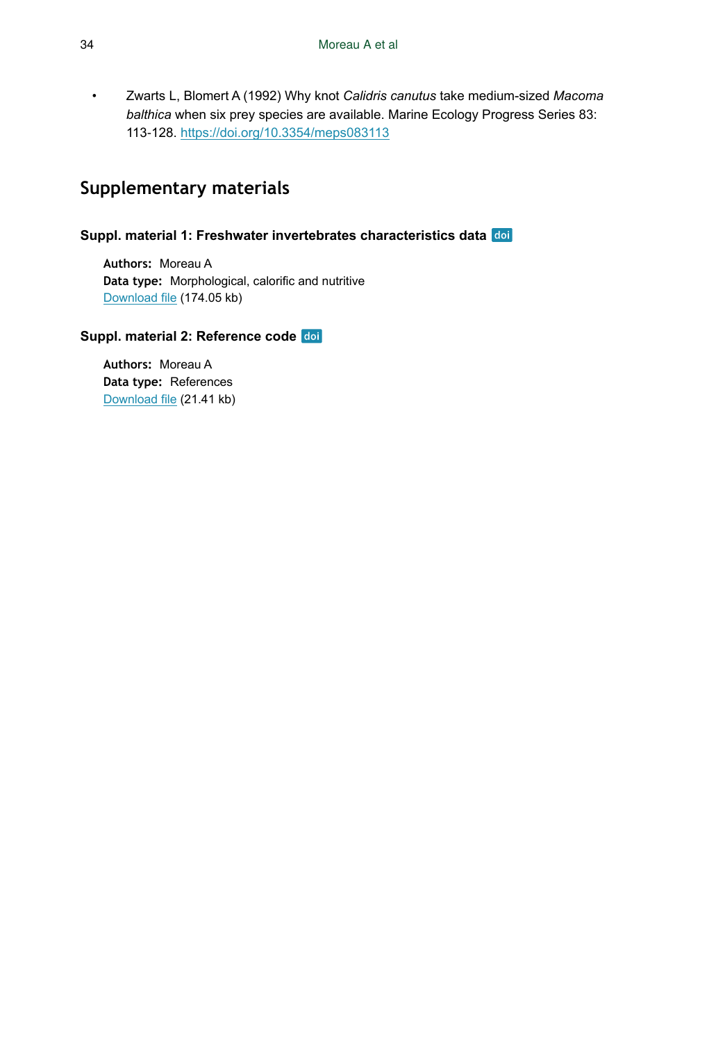- Zwarts L, Blomert A (1992) Why knot *Calidris canutus* take medium-sized *Macoma balthica* when six prey species are available. Marine Ecology Progress Series 83: 113-128. https://doi.org/10.3354/meps083113

## Supplementary materials

### Suppl. material 1: Freshwater invertebrates characteristics data doi

**Authors:** Moreau A
**Data type:** Morphological, calorific and nutritive
Download file (174.05 kb)

### Suppl. material 2: Reference code doi

**Authors:** Moreau A
**Data type:** References
Download file (21.41 kb)